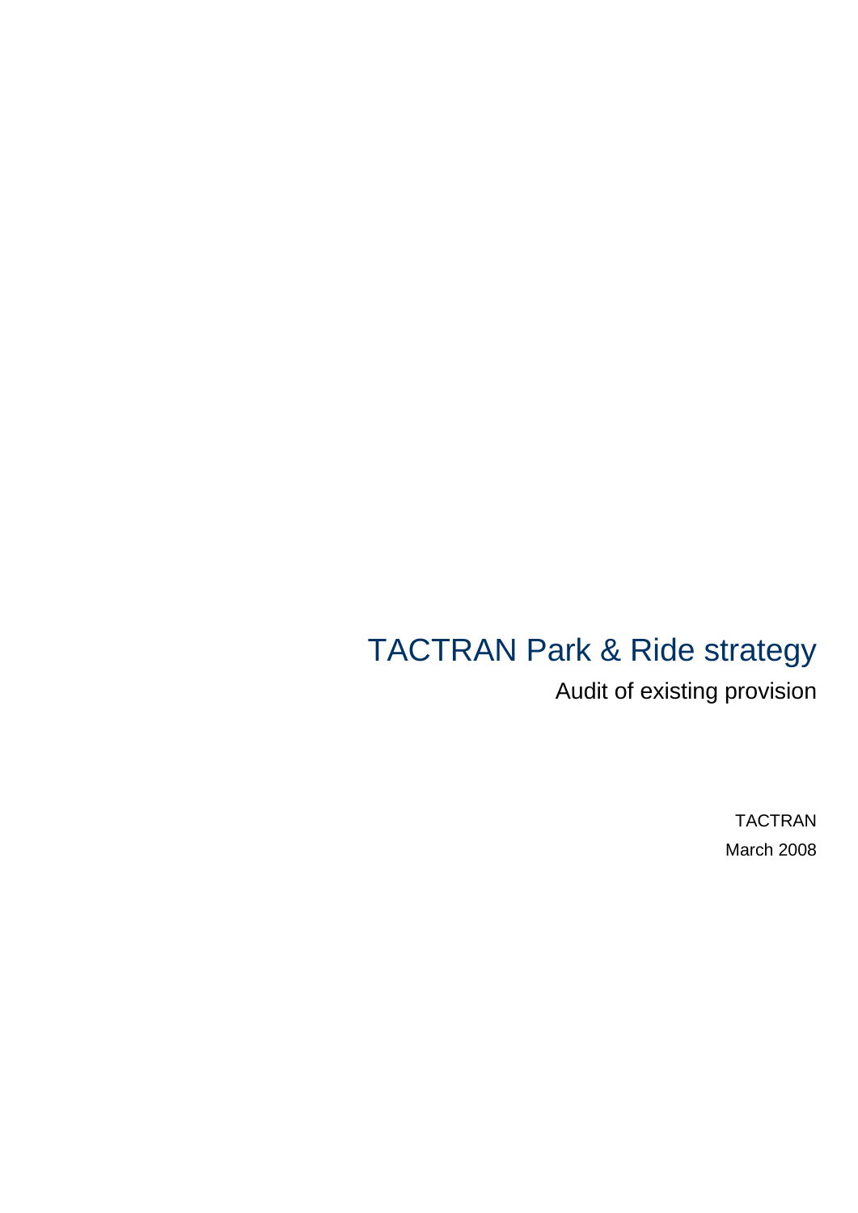# TACTRAN Park & Ride strategy

Audit of existing provision

TACTRAN

March 2008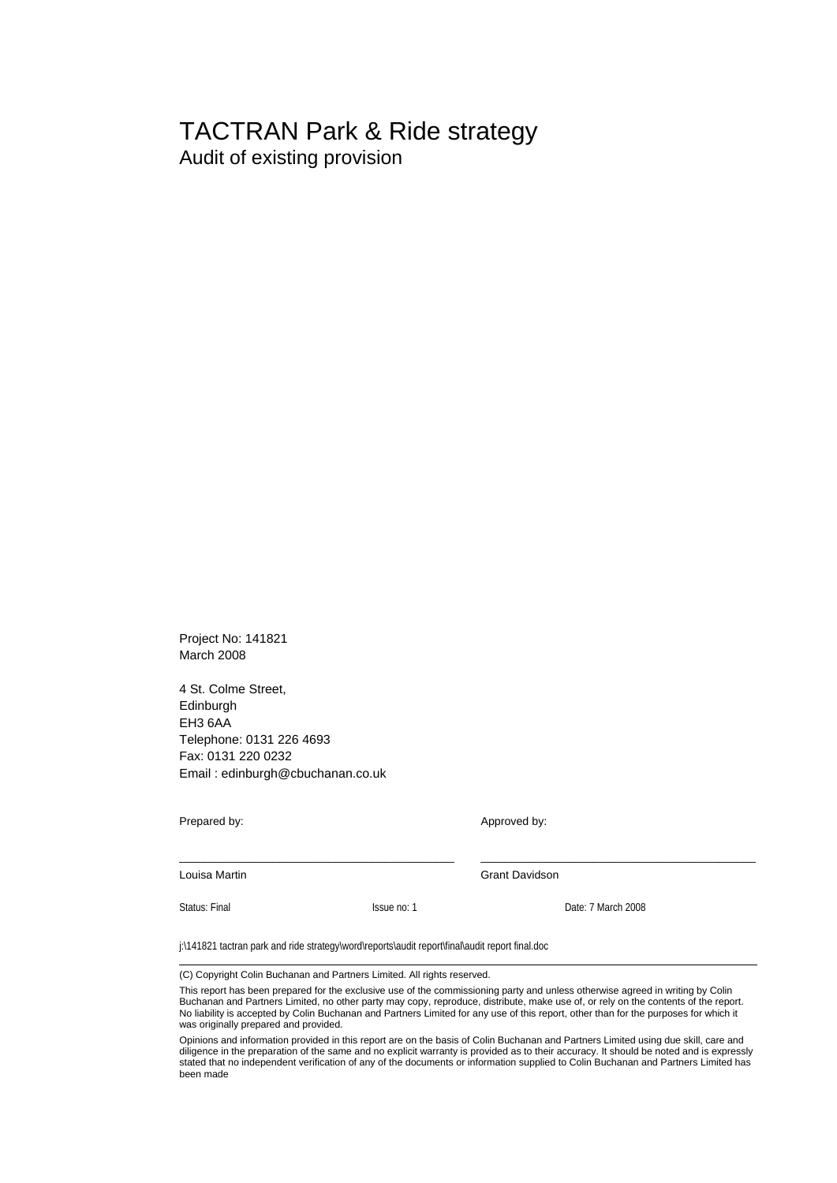# TACTRAN Park & Ride strategy

## Audit of existing provision

Project No: 141821
March 2008

4 St. Colme Street,
Edinburgh
EH3 6AA
Telephone: 0131 226 4693
Fax: 0131 220 0232
Email : edinburgh@cbuchanan.co.uk

| Prepared by: | Approved by: |
|---|---|
| Louisa Martin | Grant Davidson |

Status: Final    Issue no: 1    Date: 7 March 2008

j:\141821 tactran park and ride strategy\word\reports\audit report\final\audit report final.doc

(C) Copyright Colin Buchanan and Partners Limited. All rights reserved.

This report has been prepared for the exclusive use of the commissioning party and unless otherwise agreed in writing by Colin Buchanan and Partners Limited, no other party may copy, reproduce, distribute, make use of, or rely on the contents of the report. No liability is accepted by Colin Buchanan and Partners Limited for any use of this report, other than for the purposes for which it was originally prepared and provided.

Opinions and information provided in this report are on the basis of Colin Buchanan and Partners Limited using due skill, care and diligence in the preparation of the same and no explicit warranty is provided as to their accuracy. It should be noted and is expressly stated that no independent verification of any of the documents or information supplied to Colin Buchanan and Partners Limited has been made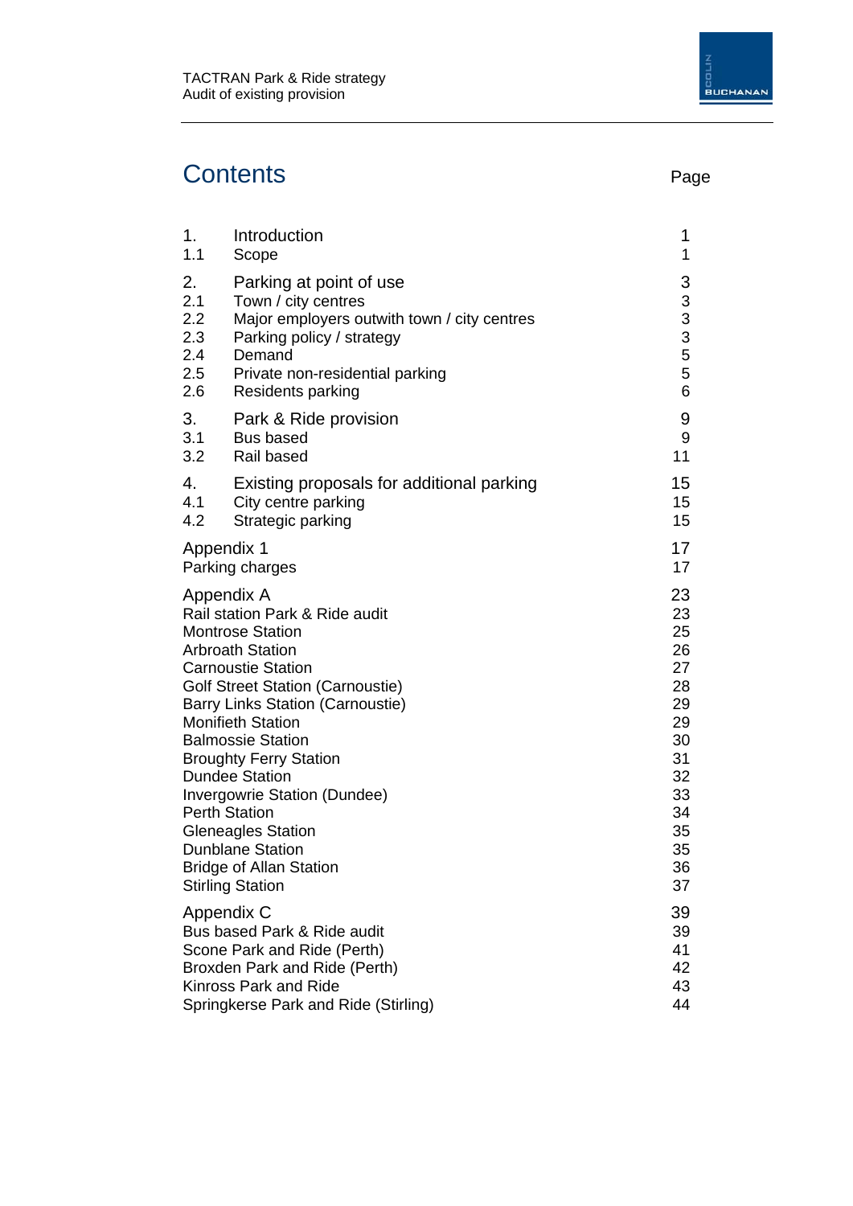# Contents

| | | Page |
|---|---|---|
| 1. | Introduction | 1 |
| 1.1 | Scope | 1 |
| 2. | Parking at point of use | 3 |
| 2.1 | Town / city centres | 3 |
| 2.2 | Major employers outwith town / city centres | 3 |
| 2.3 | Parking policy / strategy | 3 |
| 2.4 | Demand | 5 |
| 2.5 | Private non-residential parking | 5 |
| 2.6 | Residents parking | 6 |
| 3. | Park & Ride provision | 9 |
| 3.1 | Bus based | 9 |
| 3.2 | Rail based | 11 |
| 4. | Existing proposals for additional parking | 15 |
| 4.1 | City centre parking | 15 |
| 4.2 | Strategic parking | 15 |
| Appendix 1 | | 17 |
| Parking charges | | 17 |
| Appendix A | | 23 |
| Rail station Park & Ride audit | | 23 |
| Montrose Station | | 25 |
| Arbroath Station | | 26 |
| Carnoustie Station | | 27 |
| Golf Street Station (Carnoustie) | | 28 |
| Barry Links Station (Carnoustie) | | 29 |
| Monifieth Station | | 29 |
| Balmossie Station | | 30 |
| Broughty Ferry Station | | 31 |
| Dundee Station | | 32 |
| Invergowrie Station (Dundee) | | 33 |
| Perth Station | | 34 |
| Gleneagles Station | | 35 |
| Dunblane Station | | 35 |
| Bridge of Allan Station | | 36 |
| Stirling Station | | 37 |
| Appendix C | | 39 |
| Bus based Park & Ride audit | | 39 |
| Scone Park and Ride (Perth) | | 41 |
| Broxden Park and Ride (Perth) | | 42 |
| Kinross Park and Ride | | 43 |
| Springkerse Park and Ride (Stirling) | | 44 |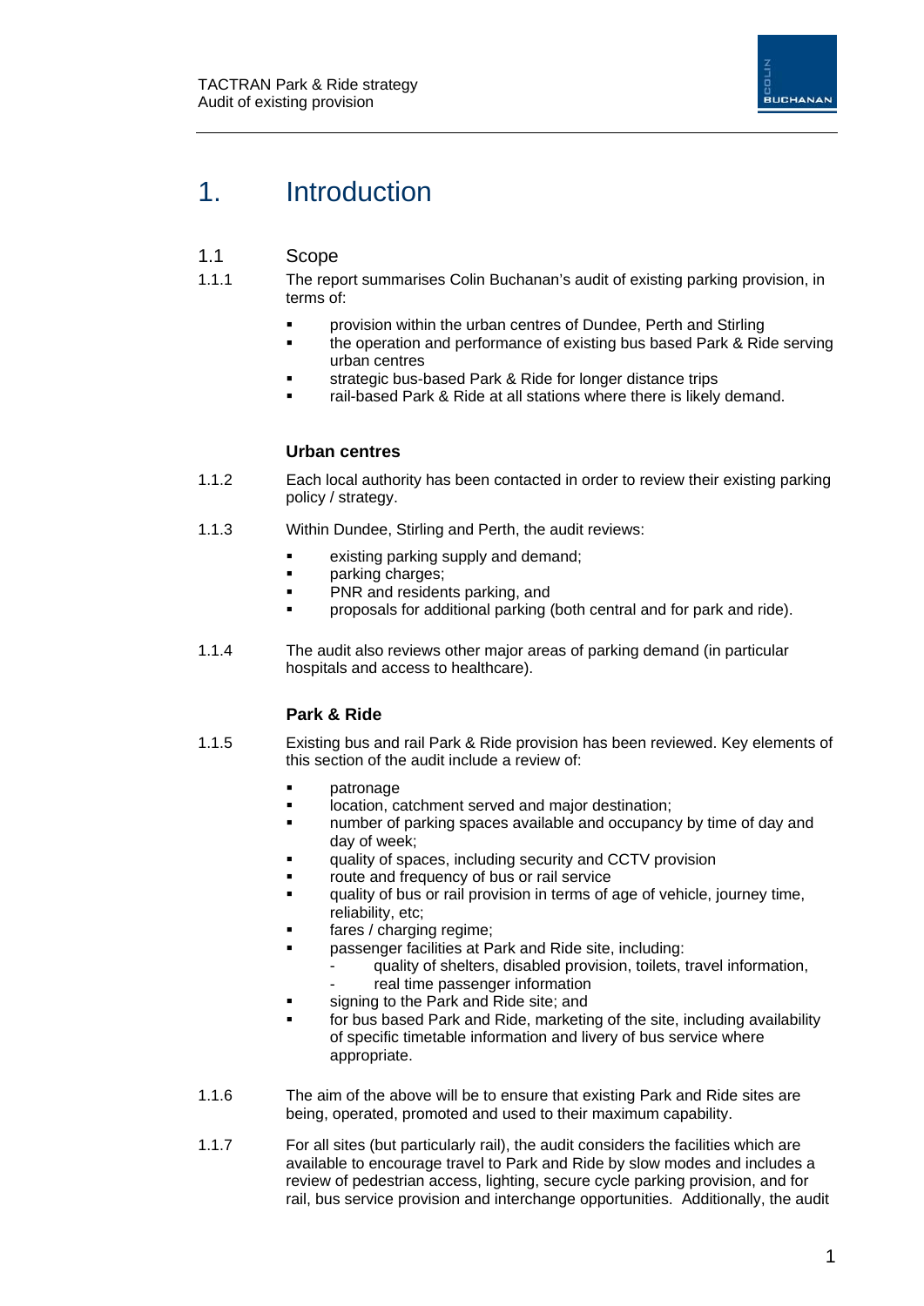# 1. Introduction

## 1.1 Scope

1.1.1 The report summarises Colin Buchanan's audit of existing parking provision, in terms of:

- provision within the urban centres of Dundee, Perth and Stirling
- the operation and performance of existing bus based Park & Ride serving urban centres
- strategic bus-based Park & Ride for longer distance trips
- rail-based Park & Ride at all stations where there is likely demand.

### Urban centres

1.1.2 Each local authority has been contacted in order to review their existing parking policy / strategy.

1.1.3 Within Dundee, Stirling and Perth, the audit reviews:

- existing parking supply and demand;
- parking charges;
- PNR and residents parking, and
- proposals for additional parking (both central and for park and ride).

1.1.4 The audit also reviews other major areas of parking demand (in particular hospitals and access to healthcare).

### Park & Ride

1.1.5 Existing bus and rail Park & Ride provision has been reviewed. Key elements of this section of the audit include a review of:

- patronage
- location, catchment served and major destination;
- number of parking spaces available and occupancy by time of day and day of week;
- quality of spaces, including security and CCTV provision
- route and frequency of bus or rail service
- quality of bus or rail provision in terms of age of vehicle, journey time, reliability, etc;
- fares / charging regime;
- passenger facilities at Park and Ride site, including:
  - quality of shelters, disabled provision, toilets, travel information,
  - real time passenger information
- signing to the Park and Ride site; and
- for bus based Park and Ride, marketing of the site, including availability of specific timetable information and livery of bus service where appropriate.

1.1.6 The aim of the above will be to ensure that existing Park and Ride sites are being, operated, promoted and used to their maximum capability.

1.1.7 For all sites (but particularly rail), the audit considers the facilities which are available to encourage travel to Park and Ride by slow modes and includes a review of pedestrian access, lighting, secure cycle parking provision, and for rail, bus service provision and interchange opportunities. Additionally, the audit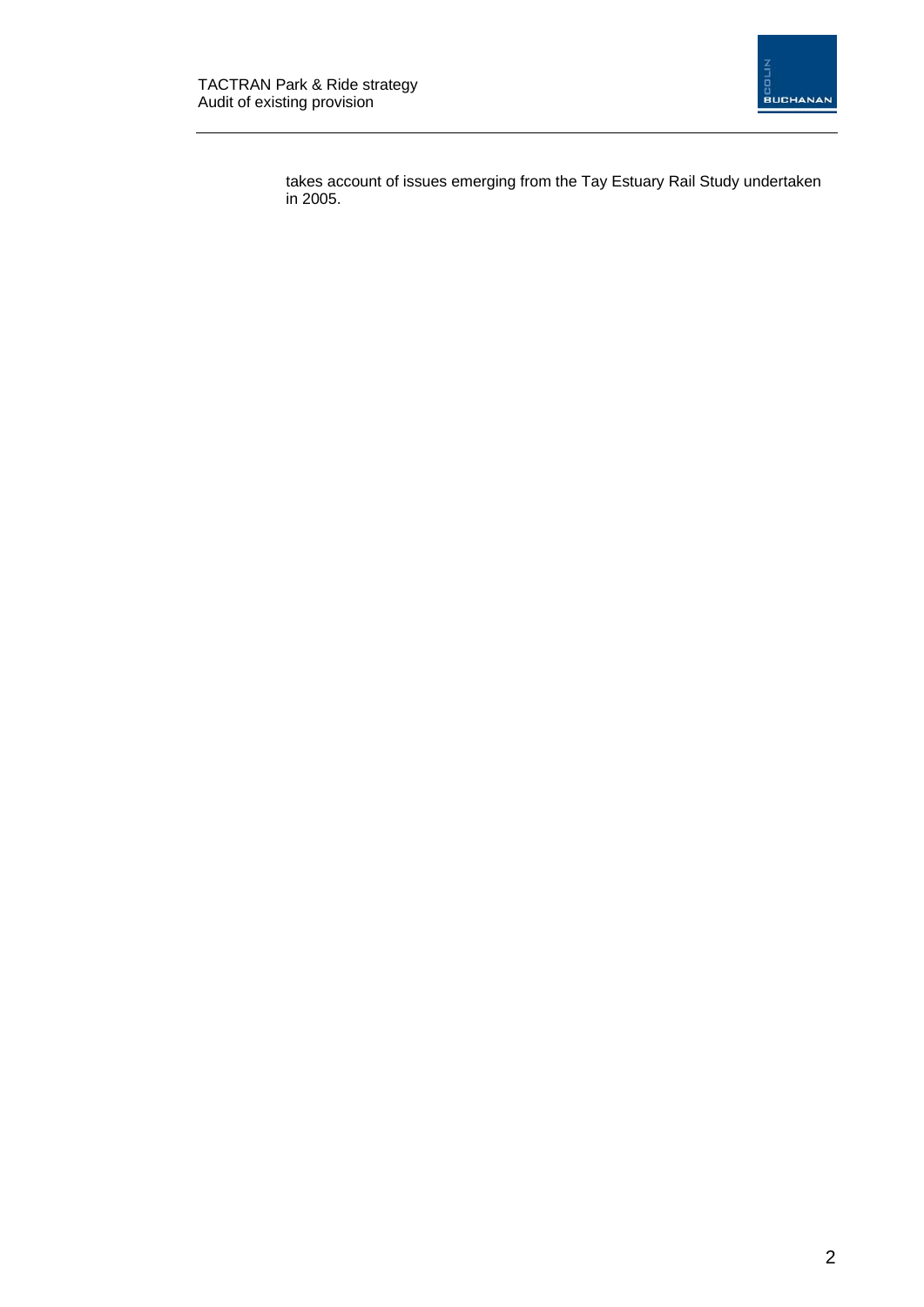takes account of issues emerging from the Tay Estuary Rail Study undertaken in 2005.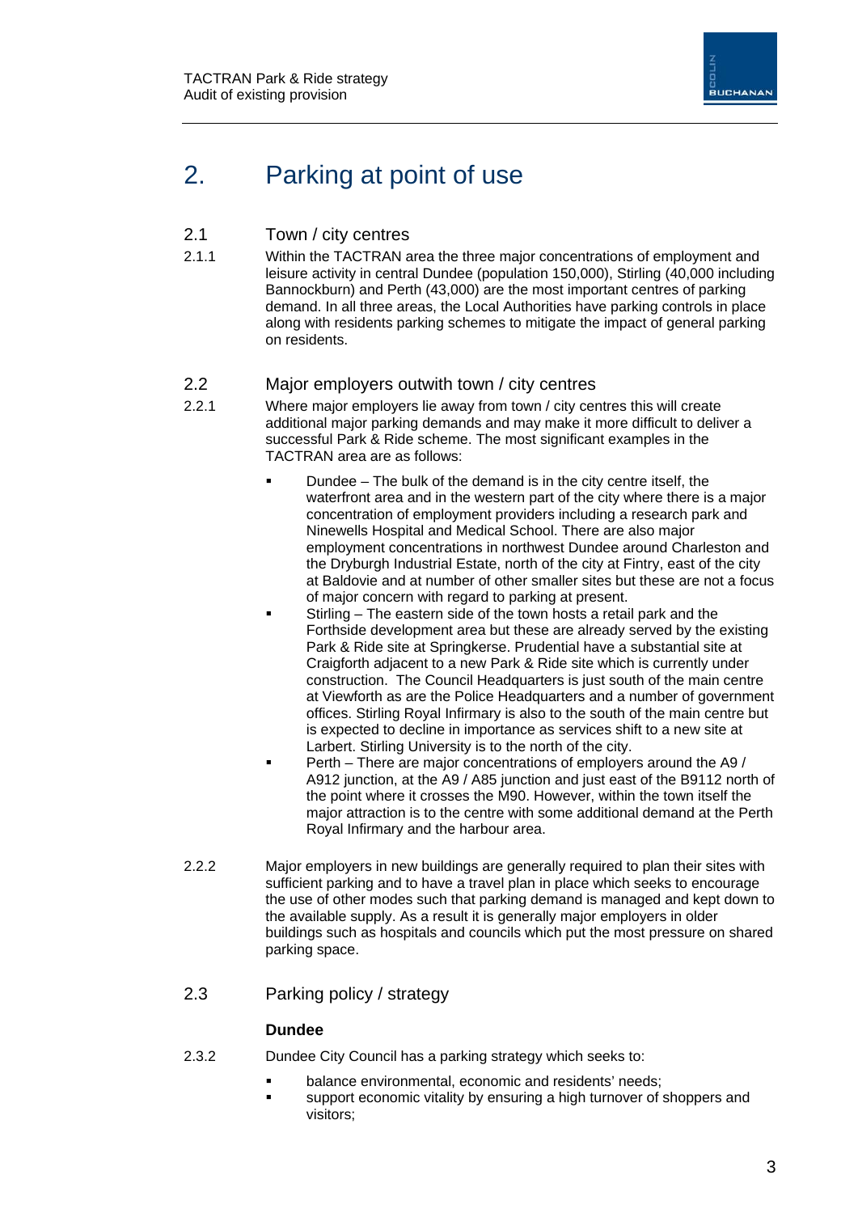# 2. Parking at point of use

## 2.1 Town / city centres

2.1.1 Within the TACTRAN area the three major concentrations of employment and leisure activity in central Dundee (population 150,000), Stirling (40,000 including Bannockburn) and Perth (43,000) are the most important centres of parking demand. In all three areas, the Local Authorities have parking controls in place along with residents parking schemes to mitigate the impact of general parking on residents.

## 2.2 Major employers outwith town / city centres

2.2.1 Where major employers lie away from town / city centres this will create additional major parking demands and may make it more difficult to deliver a successful Park & Ride scheme. The most significant examples in the TACTRAN area are as follows:

- Dundee – The bulk of the demand is in the city centre itself, the waterfront area and in the western part of the city where there is a major concentration of employment providers including a research park and Ninewells Hospital and Medical School. There are also major employment concentrations in northwest Dundee around Charleston and the Dryburgh Industrial Estate, north of the city at Fintry, east of the city at Baldovie and at number of other smaller sites but these are not a focus of major concern with regard to parking at present.
- Stirling – The eastern side of the town hosts a retail park and the Forthside development area but these are already served by the existing Park & Ride site at Springkerse. Prudential have a substantial site at Craigforth adjacent to a new Park & Ride site which is currently under construction. The Council Headquarters is just south of the main centre at Viewforth as are the Police Headquarters and a number of government offices. Stirling Royal Infirmary is also to the south of the main centre but is expected to decline in importance as services shift to a new site at Larbert. Stirling University is to the north of the city.
- Perth – There are major concentrations of employers around the A9 / A912 junction, at the A9 / A85 junction and just east of the B9112 north of the point where it crosses the M90. However, within the town itself the major attraction is to the centre with some additional demand at the Perth Royal Infirmary and the harbour area.

2.2.2 Major employers in new buildings are generally required to plan their sites with sufficient parking and to have a travel plan in place which seeks to encourage the use of other modes such that parking demand is managed and kept down to the available supply. As a result it is generally major employers in older buildings such as hospitals and councils which put the most pressure on shared parking space.

## 2.3 Parking policy / strategy

**Dundee**

2.3.2 Dundee City Council has a parking strategy which seeks to:

- balance environmental, economic and residents' needs;
- support economic vitality by ensuring a high turnover of shoppers and visitors;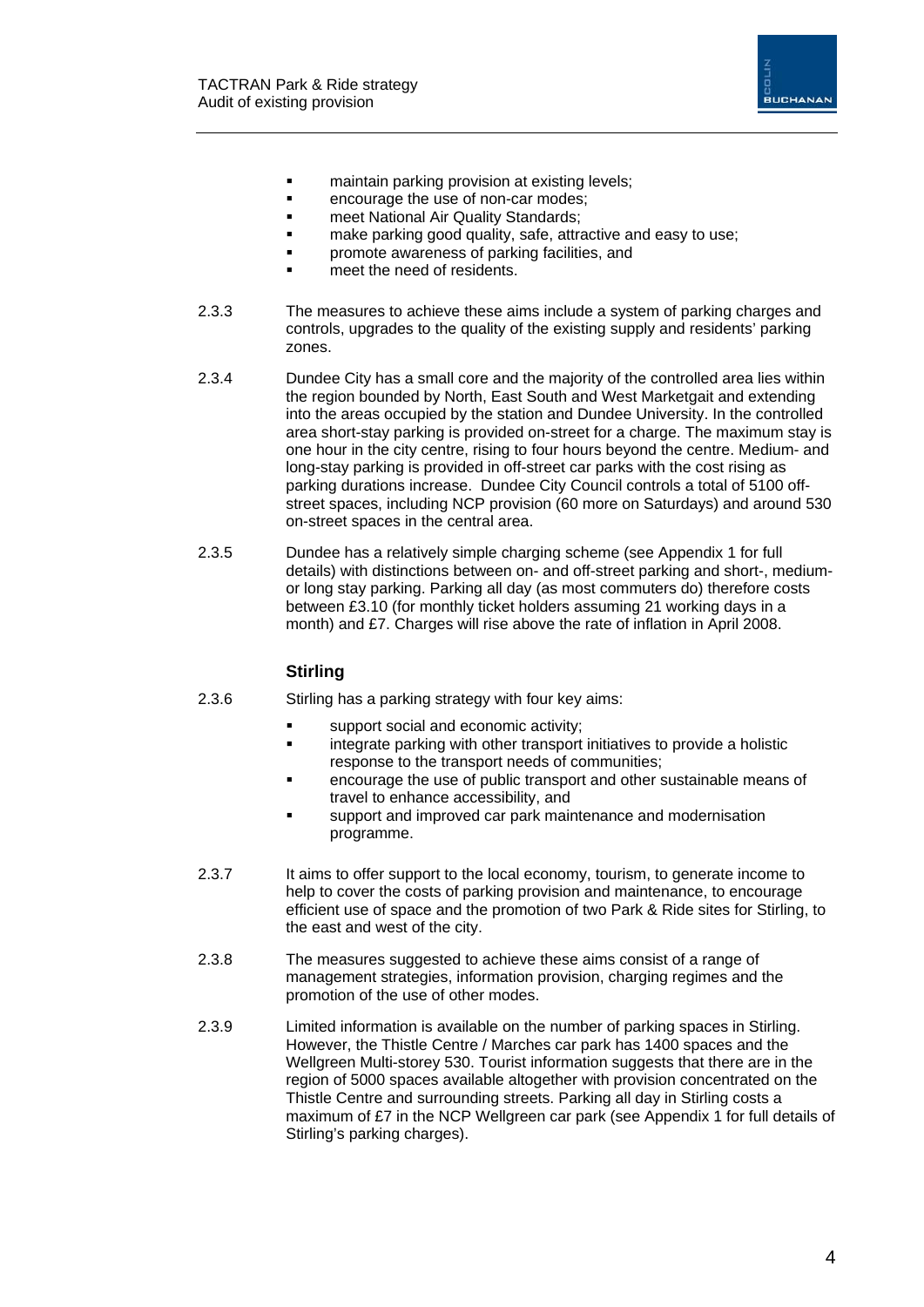- maintain parking provision at existing levels;
- encourage the use of non-car modes;
- meet National Air Quality Standards;
- make parking good quality, safe, attractive and easy to use;
- promote awareness of parking facilities, and
- meet the need of residents.

2.3.3 The measures to achieve these aims include a system of parking charges and controls, upgrades to the quality of the existing supply and residents' parking zones.

2.3.4 Dundee City has a small core and the majority of the controlled area lies within the region bounded by North, East South and West Marketgait and extending into the areas occupied by the station and Dundee University. In the controlled area short-stay parking is provided on-street for a charge. The maximum stay is one hour in the city centre, rising to four hours beyond the centre. Medium- and long-stay parking is provided in off-street car parks with the cost rising as parking durations increase. Dundee City Council controls a total of 5100 off-street spaces, including NCP provision (60 more on Saturdays) and around 530 on-street spaces in the central area.

2.3.5 Dundee has a relatively simple charging scheme (see Appendix 1 for full details) with distinctions between on- and off-street parking and short-, medium- or long stay parking. Parking all day (as most commuters do) therefore costs between £3.10 (for monthly ticket holders assuming 21 working days in a month) and £7. Charges will rise above the rate of inflation in April 2008.

### Stirling

2.3.6 Stirling has a parking strategy with four key aims:

- support social and economic activity;
- integrate parking with other transport initiatives to provide a holistic response to the transport needs of communities;
- encourage the use of public transport and other sustainable means of travel to enhance accessibility, and
- support and improved car park maintenance and modernisation programme.

2.3.7 It aims to offer support to the local economy, tourism, to generate income to help to cover the costs of parking provision and maintenance, to encourage efficient use of space and the promotion of two Park & Ride sites for Stirling, to the east and west of the city.

2.3.8 The measures suggested to achieve these aims consist of a range of management strategies, information provision, charging regimes and the promotion of the use of other modes.

2.3.9 Limited information is available on the number of parking spaces in Stirling. However, the Thistle Centre / Marches car park has 1400 spaces and the Wellgreen Multi-storey 530. Tourist information suggests that there are in the region of 5000 spaces available altogether with provision concentrated on the Thistle Centre and surrounding streets. Parking all day in Stirling costs a maximum of £7 in the NCP Wellgreen car park (see Appendix 1 for full details of Stirling's parking charges).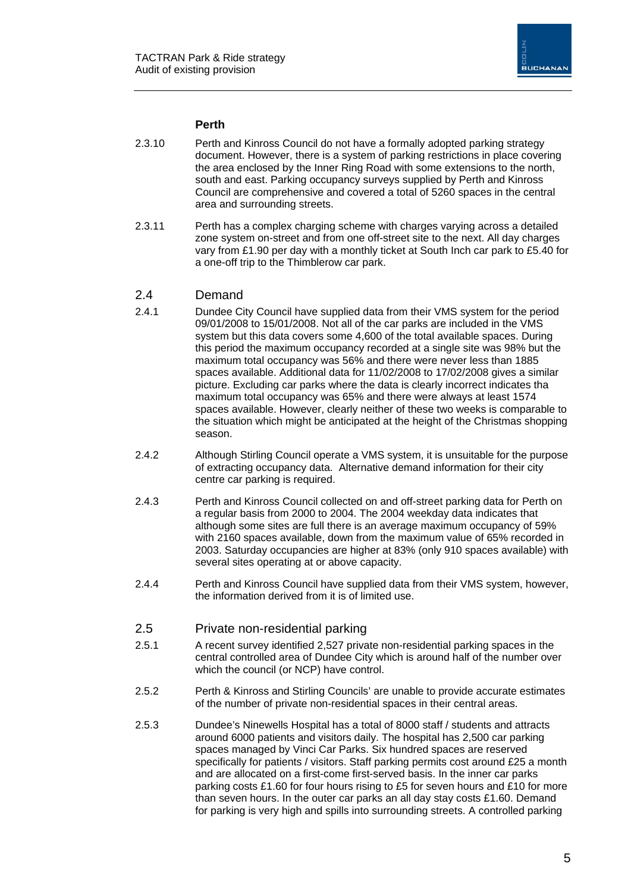**Perth**

2.3.10 Perth and Kinross Council do not have a formally adopted parking strategy document. However, there is a system of parking restrictions in place covering the area enclosed by the Inner Ring Road with some extensions to the north, south and east. Parking occupancy surveys supplied by Perth and Kinross Council are comprehensive and covered a total of 5260 spaces in the central area and surrounding streets.

2.3.11 Perth has a complex charging scheme with charges varying across a detailed zone system on-street and from one off-street site to the next. All day charges vary from £1.90 per day with a monthly ticket at South Inch car park to £5.40 for a one-off trip to the Thimblerow car park.

## 2.4 Demand

2.4.1 Dundee City Council have supplied data from their VMS system for the period 09/01/2008 to 15/01/2008. Not all of the car parks are included in the VMS system but this data covers some 4,600 of the total available spaces. During this period the maximum occupancy recorded at a single site was 98% but the maximum total occupancy was 56% and there were never less than 1885 spaces available. Additional data for 11/02/2008 to 17/02/2008 gives a similar picture. Excluding car parks where the data is clearly incorrect indicates tha maximum total occupancy was 65% and there were always at least 1574 spaces available. However, clearly neither of these two weeks is comparable to the situation which might be anticipated at the height of the Christmas shopping season.

2.4.2 Although Stirling Council operate a VMS system, it is unsuitable for the purpose of extracting occupancy data. Alternative demand information for their city centre car parking is required.

2.4.3 Perth and Kinross Council collected on and off-street parking data for Perth on a regular basis from 2000 to 2004. The 2004 weekday data indicates that although some sites are full there is an average maximum occupancy of 59% with 2160 spaces available, down from the maximum value of 65% recorded in 2003. Saturday occupancies are higher at 83% (only 910 spaces available) with several sites operating at or above capacity.

2.4.4 Perth and Kinross Council have supplied data from their VMS system, however, the information derived from it is of limited use.

## 2.5 Private non-residential parking

2.5.1 A recent survey identified 2,527 private non-residential parking spaces in the central controlled area of Dundee City which is around half of the number over which the council (or NCP) have control.

2.5.2 Perth & Kinross and Stirling Councils' are unable to provide accurate estimates of the number of private non-residential spaces in their central areas.

2.5.3 Dundee's Ninewells Hospital has a total of 8000 staff / students and attracts around 6000 patients and visitors daily. The hospital has 2,500 car parking spaces managed by Vinci Car Parks. Six hundred spaces are reserved specifically for patients / visitors. Staff parking permits cost around £25 a month and are allocated on a first-come first-served basis. In the inner car parks parking costs £1.60 for four hours rising to £5 for seven hours and £10 for more than seven hours. In the outer car parks an all day stay costs £1.60. Demand for parking is very high and spills into surrounding streets. A controlled parking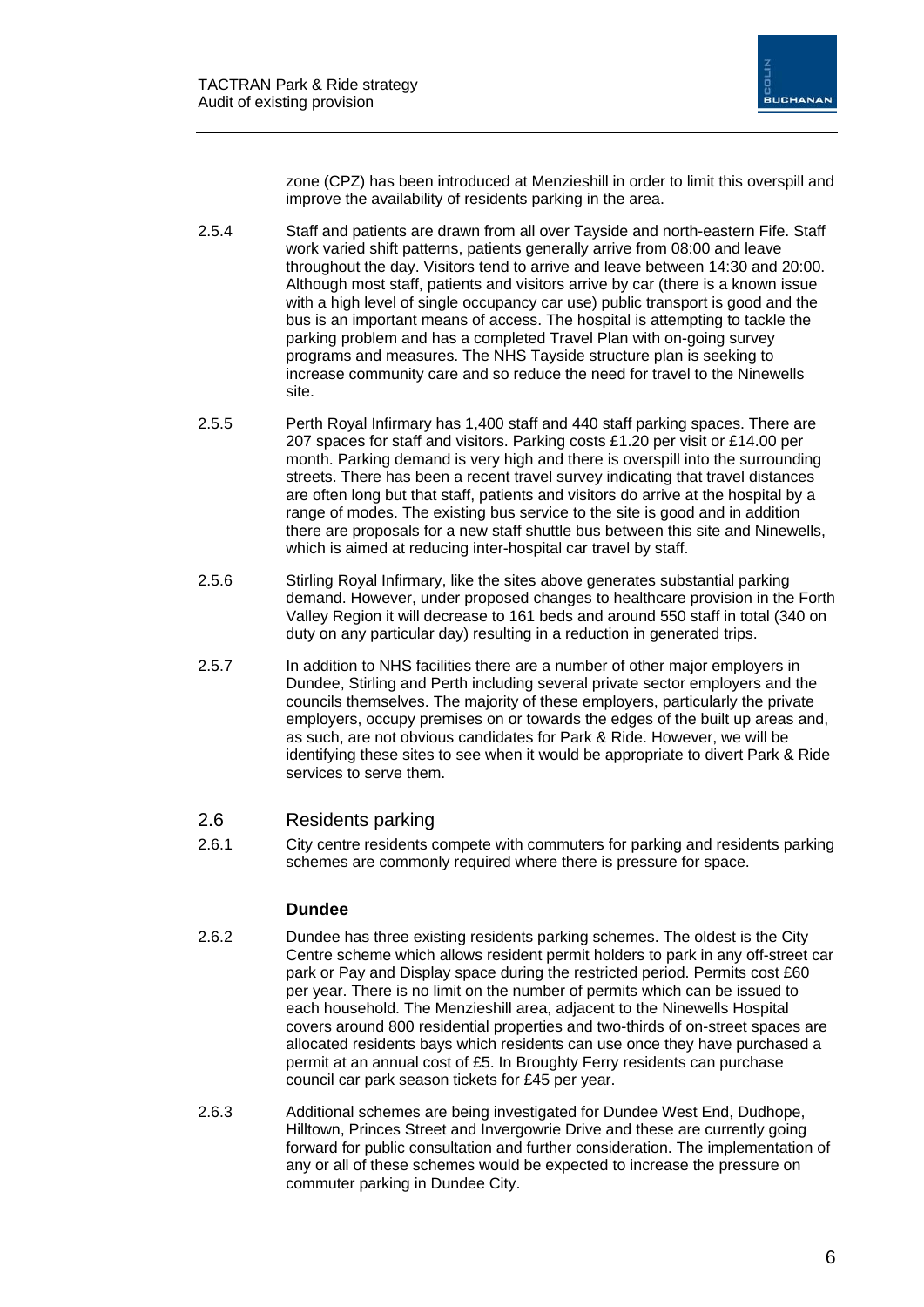zone (CPZ) has been introduced at Menzieshill in order to limit this overspill and improve the availability of residents parking in the area.

2.5.4 Staff and patients are drawn from all over Tayside and north-eastern Fife. Staff work varied shift patterns, patients generally arrive from 08:00 and leave throughout the day. Visitors tend to arrive and leave between 14:30 and 20:00. Although most staff, patients and visitors arrive by car (there is a known issue with a high level of single occupancy car use) public transport is good and the bus is an important means of access. The hospital is attempting to tackle the parking problem and has a completed Travel Plan with on-going survey programs and measures. The NHS Tayside structure plan is seeking to increase community care and so reduce the need for travel to the Ninewells site.

2.5.5 Perth Royal Infirmary has 1,400 staff and 440 staff parking spaces. There are 207 spaces for staff and visitors. Parking costs £1.20 per visit or £14.00 per month. Parking demand is very high and there is overspill into the surrounding streets. There has been a recent travel survey indicating that travel distances are often long but that staff, patients and visitors do arrive at the hospital by a range of modes. The existing bus service to the site is good and in addition there are proposals for a new staff shuttle bus between this site and Ninewells, which is aimed at reducing inter-hospital car travel by staff.

2.5.6 Stirling Royal Infirmary, like the sites above generates substantial parking demand. However, under proposed changes to healthcare provision in the Forth Valley Region it will decrease to 161 beds and around 550 staff in total (340 on duty on any particular day) resulting in a reduction in generated trips.

2.5.7 In addition to NHS facilities there are a number of other major employers in Dundee, Stirling and Perth including several private sector employers and the councils themselves. The majority of these employers, particularly the private employers, occupy premises on or towards the edges of the built up areas and, as such, are not obvious candidates for Park & Ride. However, we will be identifying these sites to see when it would be appropriate to divert Park & Ride services to serve them.

## 2.6 Residents parking

2.6.1 City centre residents compete with commuters for parking and residents parking schemes are commonly required where there is pressure for space.

### Dundee

2.6.2 Dundee has three existing residents parking schemes. The oldest is the City Centre scheme which allows resident permit holders to park in any off-street car park or Pay and Display space during the restricted period. Permits cost £60 per year. There is no limit on the number of permits which can be issued to each household. The Menzieshill area, adjacent to the Ninewells Hospital covers around 800 residential properties and two-thirds of on-street spaces are allocated residents bays which residents can use once they have purchased a permit at an annual cost of £5. In Broughty Ferry residents can purchase council car park season tickets for £45 per year.

2.6.3 Additional schemes are being investigated for Dundee West End, Dudhope, Hilltown, Princes Street and Invergowrie Drive and these are currently going forward for public consultation and further consideration. The implementation of any or all of these schemes would be expected to increase the pressure on commuter parking in Dundee City.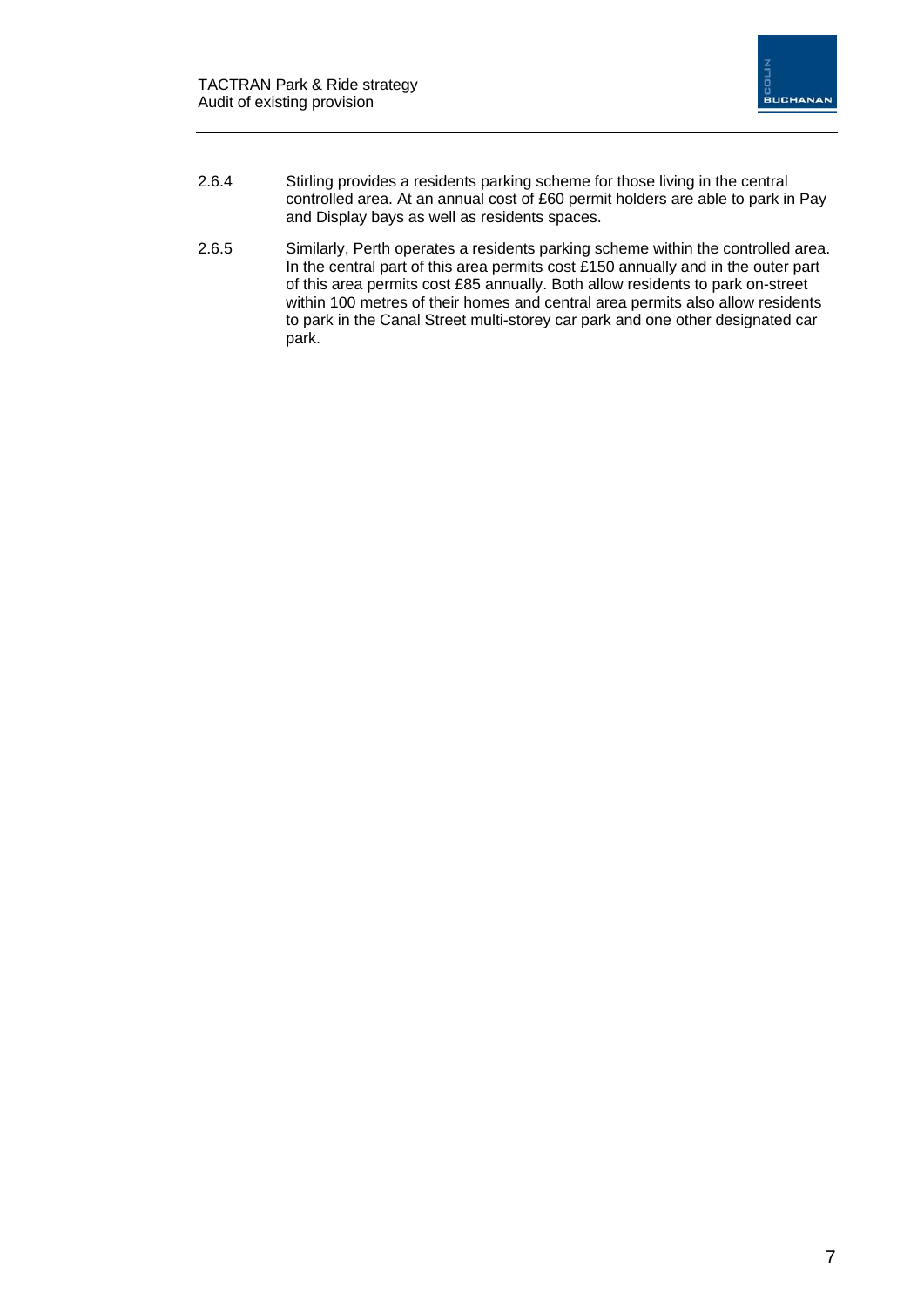2.6.4 Stirling provides a residents parking scheme for those living in the central controlled area. At an annual cost of £60 permit holders are able to park in Pay and Display bays as well as residents spaces.

2.6.5 Similarly, Perth operates a residents parking scheme within the controlled area. In the central part of this area permits cost £150 annually and in the outer part of this area permits cost £85 annually. Both allow residents to park on-street within 100 metres of their homes and central area permits also allow residents to park in the Canal Street multi-storey car park and one other designated car park.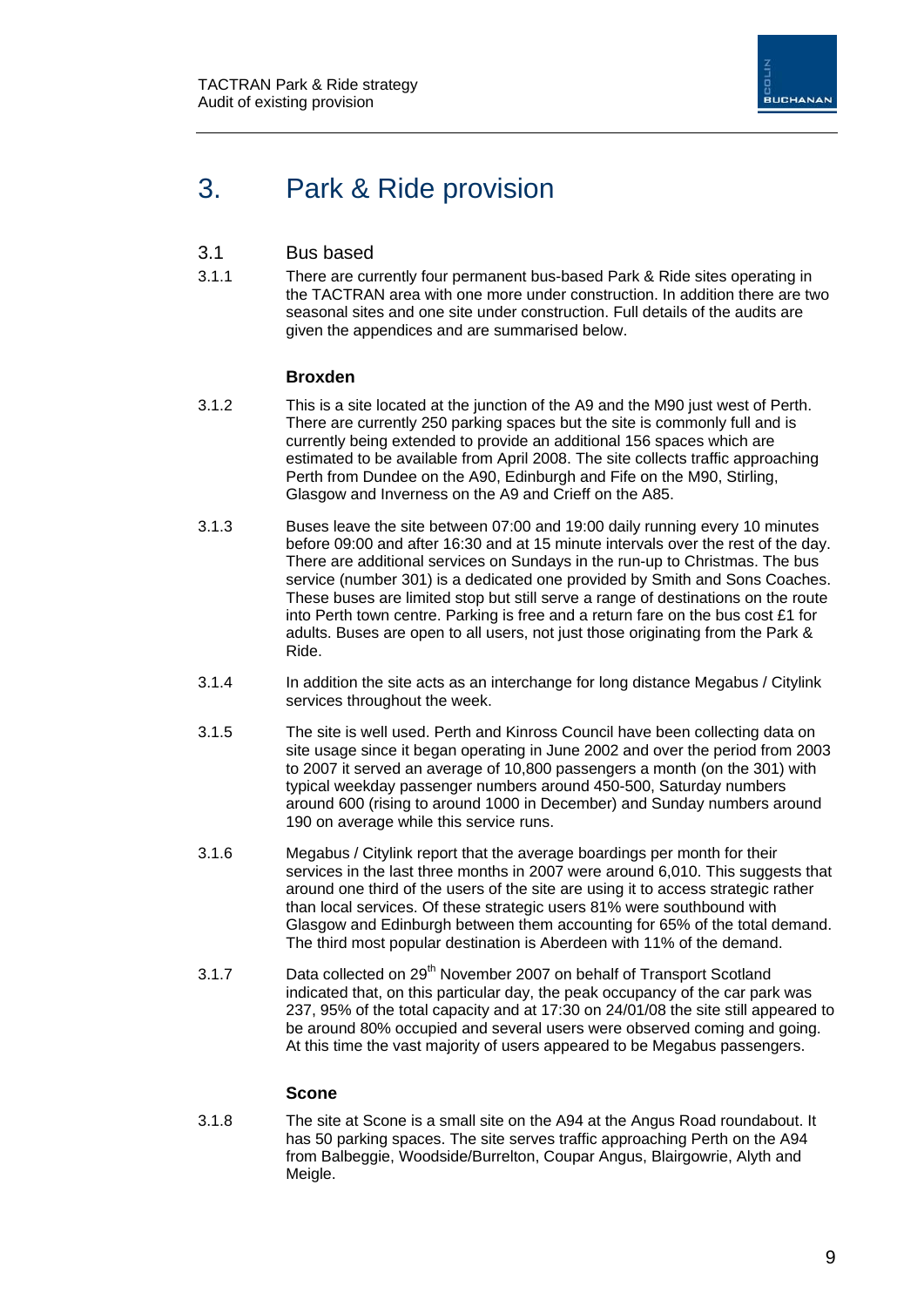# 3. Park & Ride provision

## 3.1 Bus based

3.1.1 There are currently four permanent bus-based Park & Ride sites operating in the TACTRAN area with one more under construction. In addition there are two seasonal sites and one site under construction. Full details of the audits are given the appendices and are summarised below.

### Broxden

3.1.2 This is a site located at the junction of the A9 and the M90 just west of Perth. There are currently 250 parking spaces but the site is commonly full and is currently being extended to provide an additional 156 spaces which are estimated to be available from April 2008. The site collects traffic approaching Perth from Dundee on the A90, Edinburgh and Fife on the M90, Stirling, Glasgow and Inverness on the A9 and Crieff on the A85.

3.1.3 Buses leave the site between 07:00 and 19:00 daily running every 10 minutes before 09:00 and after 16:30 and at 15 minute intervals over the rest of the day. There are additional services on Sundays in the run-up to Christmas. The bus service (number 301) is a dedicated one provided by Smith and Sons Coaches. These buses are limited stop but still serve a range of destinations on the route into Perth town centre. Parking is free and a return fare on the bus cost £1 for adults. Buses are open to all users, not just those originating from the Park & Ride.

3.1.4 In addition the site acts as an interchange for long distance Megabus / Citylink services throughout the week.

3.1.5 The site is well used. Perth and Kinross Council have been collecting data on site usage since it began operating in June 2002 and over the period from 2003 to 2007 it served an average of 10,800 passengers a month (on the 301) with typical weekday passenger numbers around 450-500, Saturday numbers around 600 (rising to around 1000 in December) and Sunday numbers around 190 on average while this service runs.

3.1.6 Megabus / Citylink report that the average boardings per month for their services in the last three months in 2007 were around 6,010. This suggests that around one third of the users of the site are using it to access strategic rather than local services. Of these strategic users 81% were southbound with Glasgow and Edinburgh between them accounting for 65% of the total demand. The third most popular destination is Aberdeen with 11% of the demand.

3.1.7 Data collected on 29th November 2007 on behalf of Transport Scotland indicated that, on this particular day, the peak occupancy of the car park was 237, 95% of the total capacity and at 17:30 on 24/01/08 the site still appeared to be around 80% occupied and several users were observed coming and going. At this time the vast majority of users appeared to be Megabus passengers.

### Scone

3.1.8 The site at Scone is a small site on the A94 at the Angus Road roundabout. It has 50 parking spaces. The site serves traffic approaching Perth on the A94 from Balbeggie, Woodside/Burrelton, Coupar Angus, Blairgowrie, Alyth and Meigle.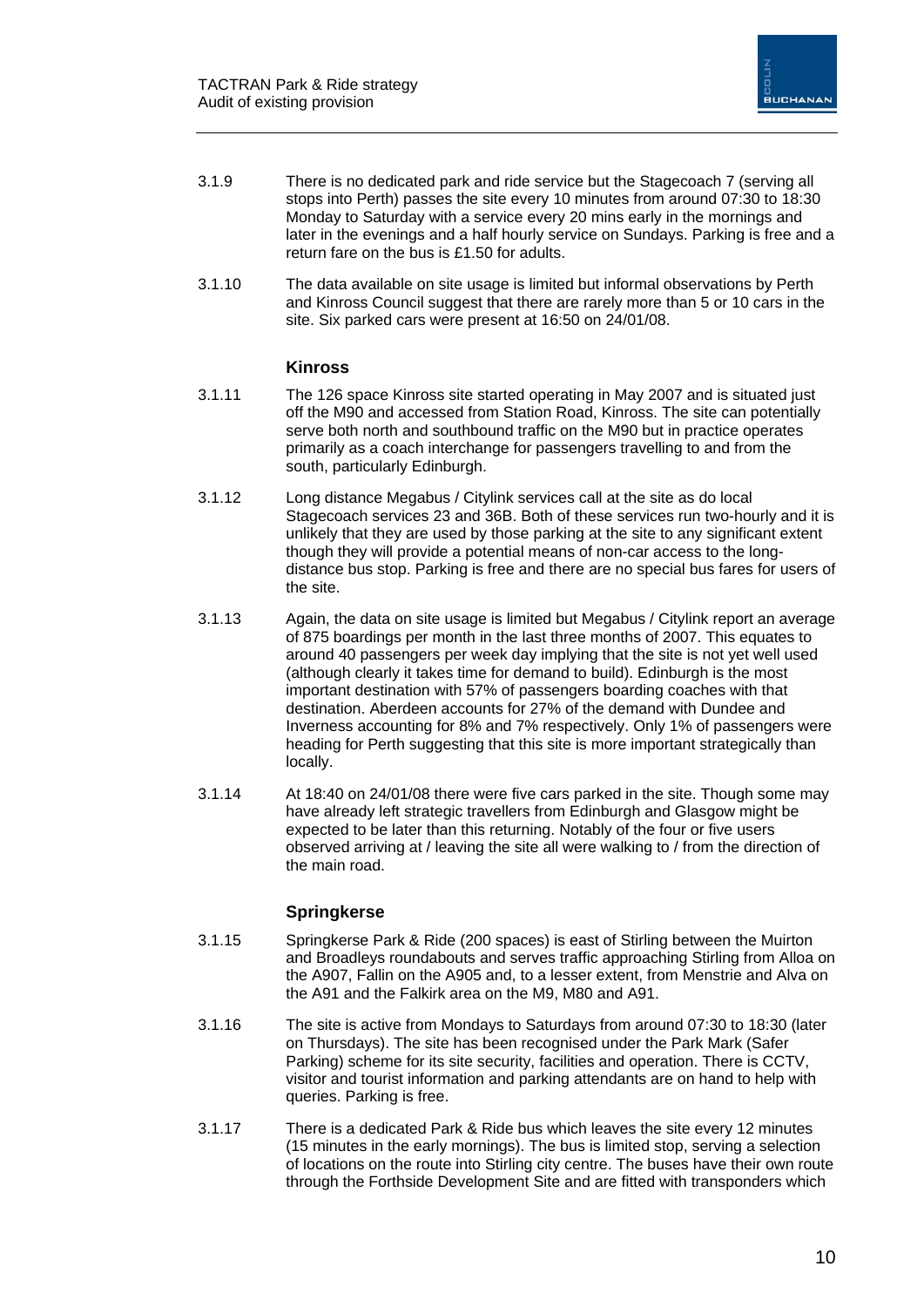3.1.9 There is no dedicated park and ride service but the Stagecoach 7 (serving all stops into Perth) passes the site every 10 minutes from around 07:30 to 18:30 Monday to Saturday with a service every 20 mins early in the mornings and later in the evenings and a half hourly service on Sundays. Parking is free and a return fare on the bus is £1.50 for adults.

3.1.10 The data available on site usage is limited but informal observations by Perth and Kinross Council suggest that there are rarely more than 5 or 10 cars in the site. Six parked cars were present at 16:50 on 24/01/08.

### Kinross

3.1.11 The 126 space Kinross site started operating in May 2007 and is situated just off the M90 and accessed from Station Road, Kinross. The site can potentially serve both north and southbound traffic on the M90 but in practice operates primarily as a coach interchange for passengers travelling to and from the south, particularly Edinburgh.

3.1.12 Long distance Megabus / Citylink services call at the site as do local Stagecoach services 23 and 36B. Both of these services run two-hourly and it is unlikely that they are used by those parking at the site to any significant extent though they will provide a potential means of non-car access to the long-distance bus stop. Parking is free and there are no special bus fares for users of the site.

3.1.13 Again, the data on site usage is limited but Megabus / Citylink report an average of 875 boardings per month in the last three months of 2007. This equates to around 40 passengers per week day implying that the site is not yet well used (although clearly it takes time for demand to build). Edinburgh is the most important destination with 57% of passengers boarding coaches with that destination. Aberdeen accounts for 27% of the demand with Dundee and Inverness accounting for 8% and 7% respectively. Only 1% of passengers were heading for Perth suggesting that this site is more important strategically than locally.

3.1.14 At 18:40 on 24/01/08 there were five cars parked in the site. Though some may have already left strategic travellers from Edinburgh and Glasgow might be expected to be later than this returning. Notably of the four or five users observed arriving at / leaving the site all were walking to / from the direction of the main road.

### Springkerse

3.1.15 Springkerse Park & Ride (200 spaces) is east of Stirling between the Muirton and Broadleys roundabouts and serves traffic approaching Stirling from Alloa on the A907, Fallin on the A905 and, to a lesser extent, from Menstrie and Alva on the A91 and the Falkirk area on the M9, M80 and A91.

3.1.16 The site is active from Mondays to Saturdays from around 07:30 to 18:30 (later on Thursdays). The site has been recognised under the Park Mark (Safer Parking) scheme for its site security, facilities and operation. There is CCTV, visitor and tourist information and parking attendants are on hand to help with queries. Parking is free.

3.1.17 There is a dedicated Park & Ride bus which leaves the site every 12 minutes (15 minutes in the early mornings). The bus is limited stop, serving a selection of locations on the route into Stirling city centre. The buses have their own route through the Forthside Development Site and are fitted with transponders which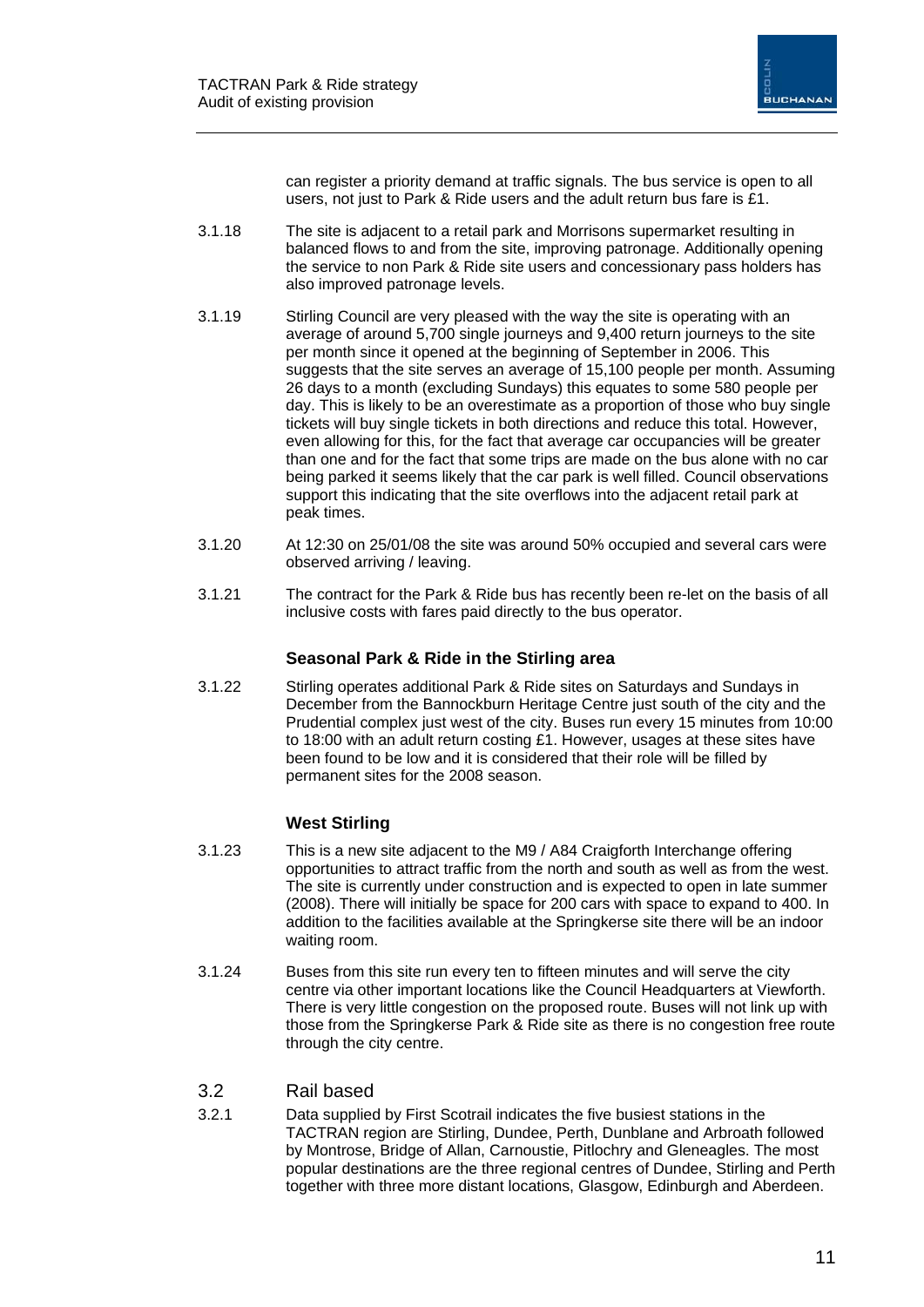can register a priority demand at traffic signals. The bus service is open to all users, not just to Park & Ride users and the adult return bus fare is £1.

3.1.18 The site is adjacent to a retail park and Morrisons supermarket resulting in balanced flows to and from the site, improving patronage. Additionally opening the service to non Park & Ride site users and concessionary pass holders has also improved patronage levels.

3.1.19 Stirling Council are very pleased with the way the site is operating with an average of around 5,700 single journeys and 9,400 return journeys to the site per month since it opened at the beginning of September in 2006. This suggests that the site serves an average of 15,100 people per month. Assuming 26 days to a month (excluding Sundays) this equates to some 580 people per day. This is likely to be an overestimate as a proportion of those who buy single tickets will buy single tickets in both directions and reduce this total. However, even allowing for this, for the fact that average car occupancies will be greater than one and for the fact that some trips are made on the bus alone with no car being parked it seems likely that the car park is well filled. Council observations support this indicating that the site overflows into the adjacent retail park at peak times.

3.1.20 At 12:30 on 25/01/08 the site was around 50% occupied and several cars were observed arriving / leaving.

3.1.21 The contract for the Park & Ride bus has recently been re-let on the basis of all inclusive costs with fares paid directly to the bus operator.

### Seasonal Park & Ride in the Stirling area

3.1.22 Stirling operates additional Park & Ride sites on Saturdays and Sundays in December from the Bannockburn Heritage Centre just south of the city and the Prudential complex just west of the city. Buses run every 15 minutes from 10:00 to 18:00 with an adult return costing £1. However, usages at these sites have been found to be low and it is considered that their role will be filled by permanent sites for the 2008 season.

### West Stirling

3.1.23 This is a new site adjacent to the M9 / A84 Craigforth Interchange offering opportunities to attract traffic from the north and south as well as from the west. The site is currently under construction and is expected to open in late summer (2008). There will initially be space for 200 cars with space to expand to 400. In addition to the facilities available at the Springkerse site there will be an indoor waiting room.

3.1.24 Buses from this site run every ten to fifteen minutes and will serve the city centre via other important locations like the Council Headquarters at Viewforth. There is very little congestion on the proposed route. Buses will not link up with those from the Springkerse Park & Ride site as there is no congestion free route through the city centre.

## 3.2 Rail based

3.2.1 Data supplied by First Scotrail indicates the five busiest stations in the TACTRAN region are Stirling, Dundee, Perth, Dunblane and Arbroath followed by Montrose, Bridge of Allan, Carnoustie, Pitlochry and Gleneagles. The most popular destinations are the three regional centres of Dundee, Stirling and Perth together with three more distant locations, Glasgow, Edinburgh and Aberdeen.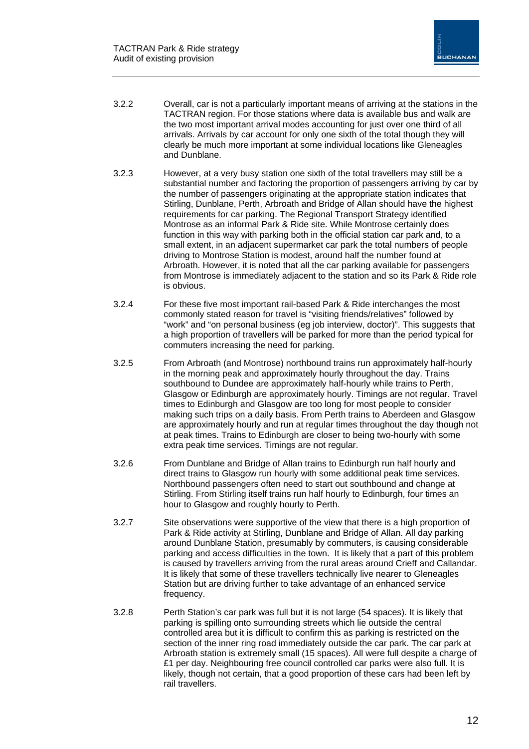3.2.2 Overall, car is not a particularly important means of arriving at the stations in the TACTRAN region. For those stations where data is available bus and walk are the two most important arrival modes accounting for just over one third of all arrivals. Arrivals by car account for only one sixth of the total though they will clearly be much more important at some individual locations like Gleneagles and Dunblane.

3.2.3 However, at a very busy station one sixth of the total travellers may still be a substantial number and factoring the proportion of passengers arriving by car by the number of passengers originating at the appropriate station indicates that Stirling, Dunblane, Perth, Arbroath and Bridge of Allan should have the highest requirements for car parking. The Regional Transport Strategy identified Montrose as an informal Park & Ride site. While Montrose certainly does function in this way with parking both in the official station car park and, to a small extent, in an adjacent supermarket car park the total numbers of people driving to Montrose Station is modest, around half the number found at Arbroath. However, it is noted that all the car parking available for passengers from Montrose is immediately adjacent to the station and so its Park & Ride role is obvious.

3.2.4 For these five most important rail-based Park & Ride interchanges the most commonly stated reason for travel is "visiting friends/relatives" followed by "work" and "on personal business (eg job interview, doctor)". This suggests that a high proportion of travellers will be parked for more than the period typical for commuters increasing the need for parking.

3.2.5 From Arbroath (and Montrose) northbound trains run approximately half-hourly in the morning peak and approximately hourly throughout the day. Trains southbound to Dundee are approximately half-hourly while trains to Perth, Glasgow or Edinburgh are approximately hourly. Timings are not regular. Travel times to Edinburgh and Glasgow are too long for most people to consider making such trips on a daily basis. From Perth trains to Aberdeen and Glasgow are approximately hourly and run at regular times throughout the day though not at peak times. Trains to Edinburgh are closer to being two-hourly with some extra peak time services. Timings are not regular.

3.2.6 From Dunblane and Bridge of Allan trains to Edinburgh run half hourly and direct trains to Glasgow run hourly with some additional peak time services. Northbound passengers often need to start out southbound and change at Stirling. From Stirling itself trains run half hourly to Edinburgh, four times an hour to Glasgow and roughly hourly to Perth.

3.2.7 Site observations were supportive of the view that there is a high proportion of Park & Ride activity at Stirling, Dunblane and Bridge of Allan. All day parking around Dunblane Station, presumably by commuters, is causing considerable parking and access difficulties in the town. It is likely that a part of this problem is caused by travellers arriving from the rural areas around Crieff and Callandar. It is likely that some of these travellers technically live nearer to Gleneagles Station but are driving further to take advantage of an enhanced service frequency.

3.2.8 Perth Station's car park was full but it is not large (54 spaces). It is likely that parking is spilling onto surrounding streets which lie outside the central controlled area but it is difficult to confirm this as parking is restricted on the section of the inner ring road immediately outside the car park. The car park at Arbroath station is extremely small (15 spaces). All were full despite a charge of £1 per day. Neighbouring free council controlled car parks were also full. It is likely, though not certain, that a good proportion of these cars had been left by rail travellers.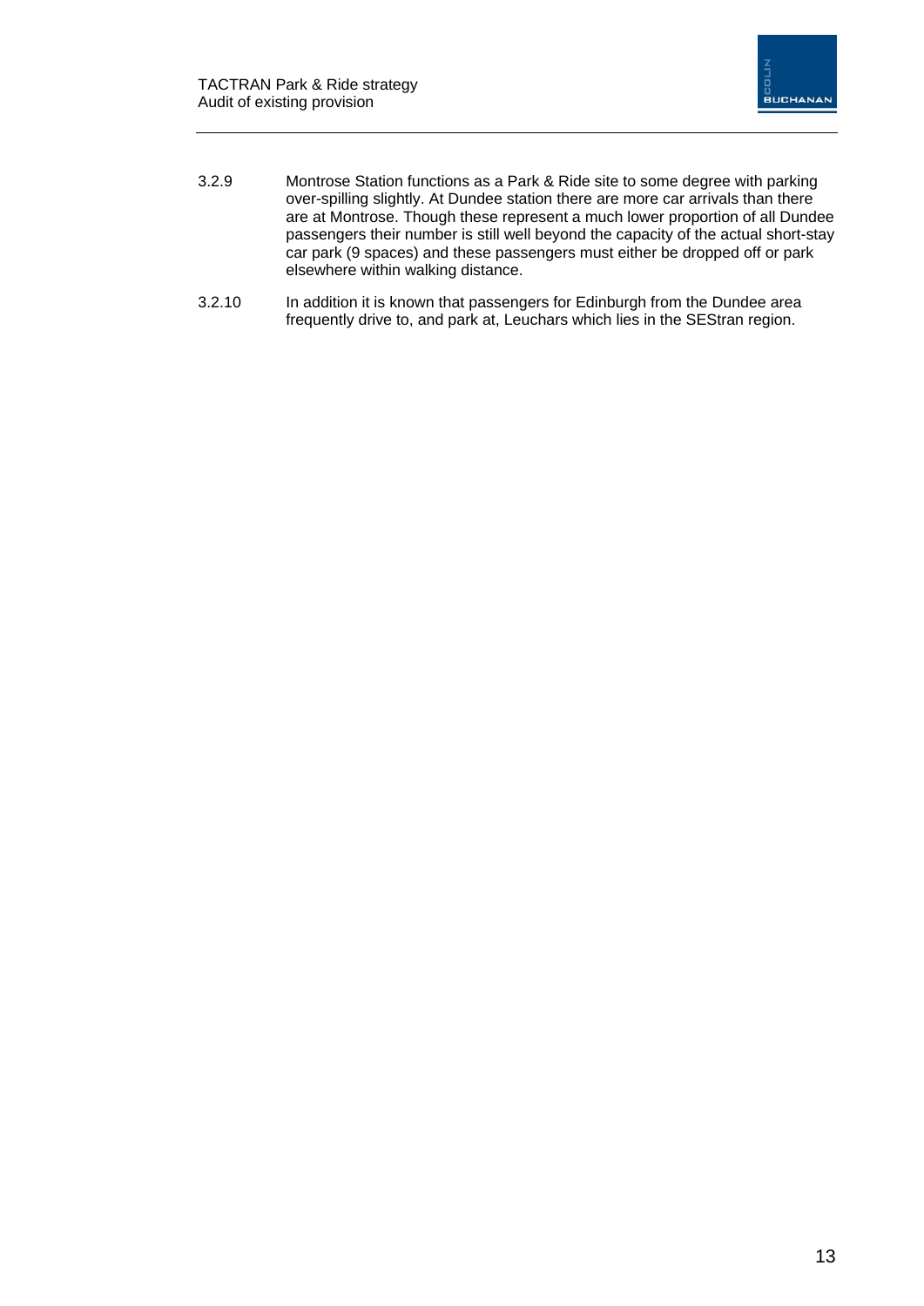3.2.9 Montrose Station functions as a Park & Ride site to some degree with parking over-spilling slightly. At Dundee station there are more car arrivals than there are at Montrose. Though these represent a much lower proportion of all Dundee passengers their number is still well beyond the capacity of the actual short-stay car park (9 spaces) and these passengers must either be dropped off or park elsewhere within walking distance.

3.2.10 In addition it is known that passengers for Edinburgh from the Dundee area frequently drive to, and park at, Leuchars which lies in the SEStran region.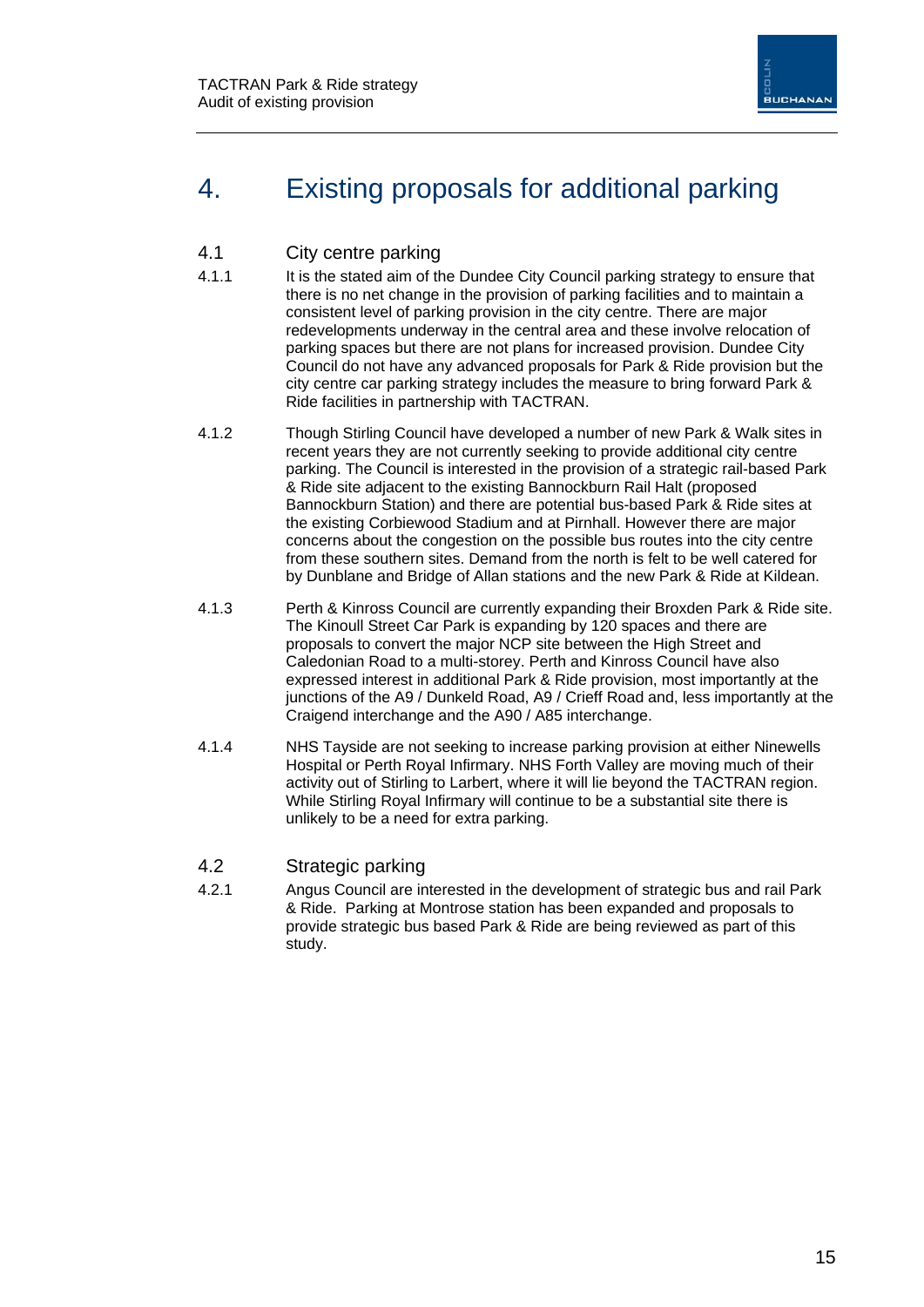# 4. Existing proposals for additional parking

## 4.1 City centre parking

4.1.1 It is the stated aim of the Dundee City Council parking strategy to ensure that there is no net change in the provision of parking facilities and to maintain a consistent level of parking provision in the city centre. There are major redevelopments underway in the central area and these involve relocation of parking spaces but there are not plans for increased provision. Dundee City Council do not have any advanced proposals for Park & Ride provision but the city centre car parking strategy includes the measure to bring forward Park & Ride facilities in partnership with TACTRAN.

4.1.2 Though Stirling Council have developed a number of new Park & Walk sites in recent years they are not currently seeking to provide additional city centre parking. The Council is interested in the provision of a strategic rail-based Park & Ride site adjacent to the existing Bannockburn Rail Halt (proposed Bannockburn Station) and there are potential bus-based Park & Ride sites at the existing Corbiewood Stadium and at Pirnhall. However there are major concerns about the congestion on the possible bus routes into the city centre from these southern sites. Demand from the north is felt to be well catered for by Dunblane and Bridge of Allan stations and the new Park & Ride at Kildean.

4.1.3 Perth & Kinross Council are currently expanding their Broxden Park & Ride site. The Kinoull Street Car Park is expanding by 120 spaces and there are proposals to convert the major NCP site between the High Street and Caledonian Road to a multi-storey. Perth and Kinross Council have also expressed interest in additional Park & Ride provision, most importantly at the junctions of the A9 / Dunkeld Road, A9 / Crieff Road and, less importantly at the Craigend interchange and the A90 / A85 interchange.

4.1.4 NHS Tayside are not seeking to increase parking provision at either Ninewells Hospital or Perth Royal Infirmary. NHS Forth Valley are moving much of their activity out of Stirling to Larbert, where it will lie beyond the TACTRAN region. While Stirling Royal Infirmary will continue to be a substantial site there is unlikely to be a need for extra parking.

## 4.2 Strategic parking

4.2.1 Angus Council are interested in the development of strategic bus and rail Park & Ride. Parking at Montrose station has been expanded and proposals to provide strategic bus based Park & Ride are being reviewed as part of this study.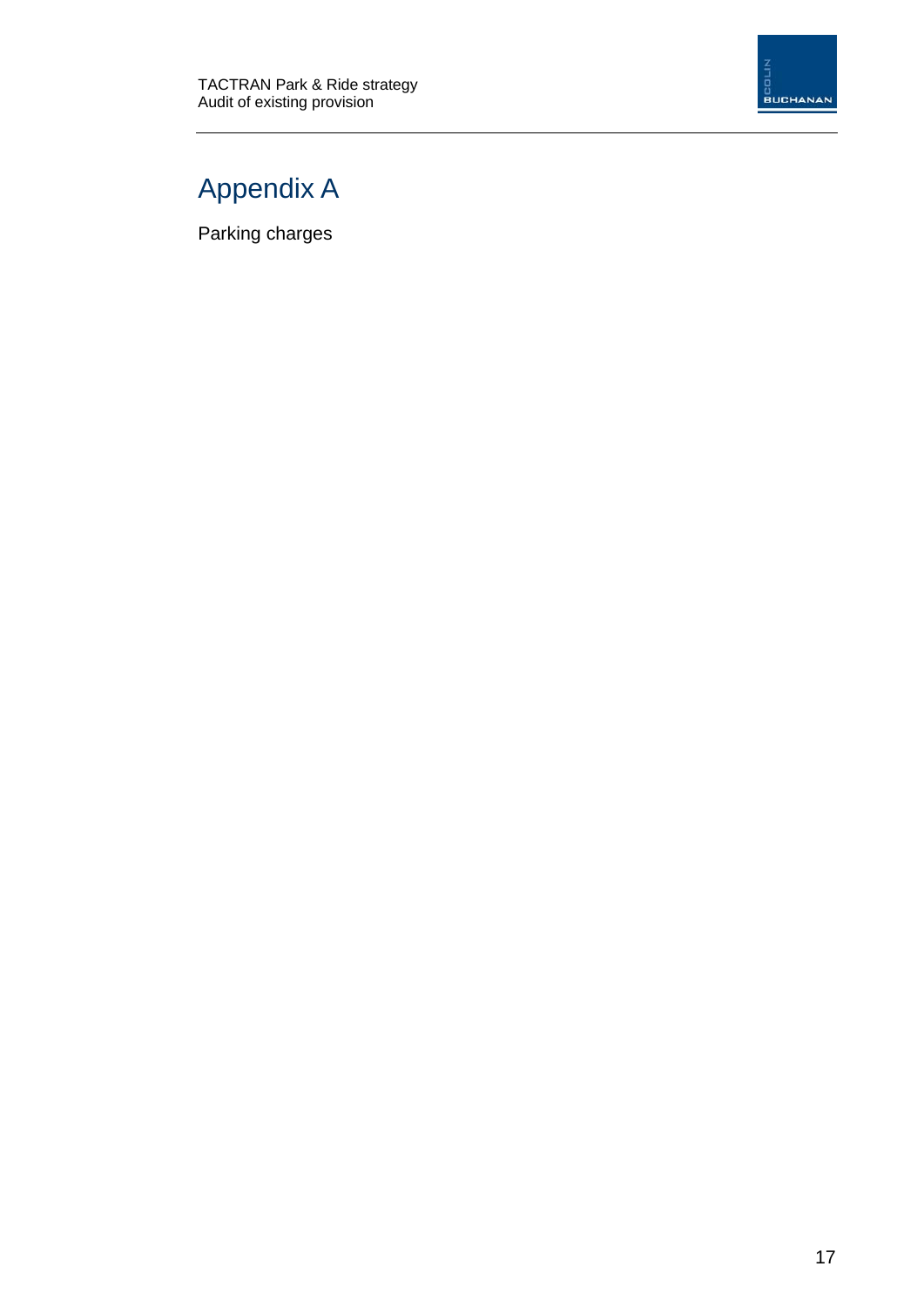# Appendix A

Parking charges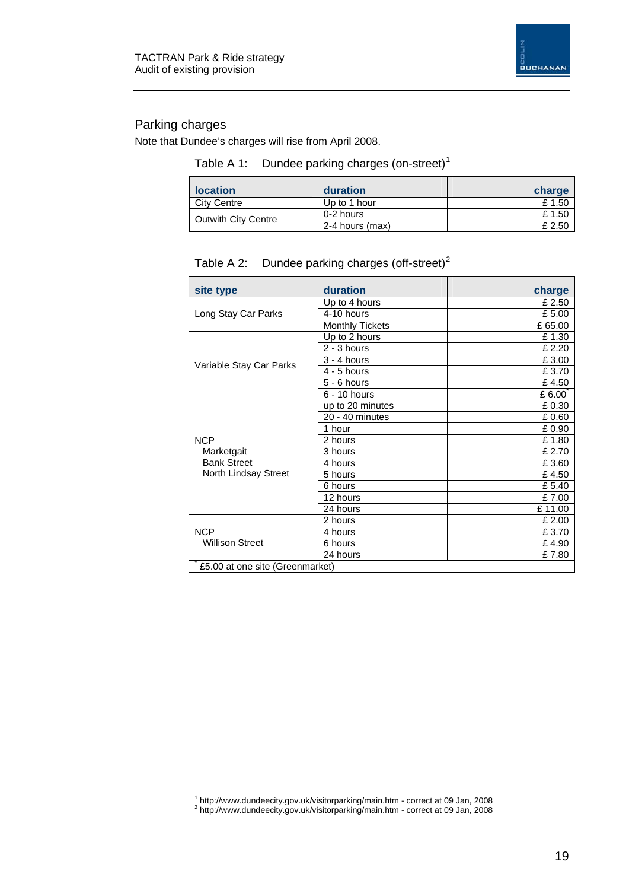## Parking charges

Note that Dundee's charges will rise from April 2008.

Table A 1: Dundee parking charges (on-street)[1]

| location | duration | charge |
|---|---|---|
| City Centre | Up to 1 hour | £ 1.50 |
| Outwith City Centre | 0-2 hours | £ 1.50 |
| | 2-4 hours (max) | £ 2.50 |

Table A 2: Dundee parking charges (off-street)[2]

| site type | duration | charge |
|---|---|---|
| Long Stay Car Parks | Up to 4 hours | £ 2.50 |
| | 4-10 hours | £ 5.00 |
| | Monthly Tickets | £ 65.00 |
| Variable Stay Car Parks | Up to 2 hours | £ 1.30 |
| | 2 - 3 hours | £ 2.20 |
| | 3 - 4 hours | £ 3.00 |
| | 4 - 5 hours | £ 3.70 |
| | 5 - 6 hours | £ 4.50 |
| | 6 - 10 hours | £ 6.00* |
| NCP Marketgait, Bank Street, North Lindsay Street | up to 20 minutes | £ 0.30 |
| | 20 - 40 minutes | £ 0.60 |
| | 1 hour | £ 0.90 |
| | 2 hours | £ 1.80 |
| | 3 hours | £ 2.70 |
| | 4 hours | £ 3.60 |
| | 5 hours | £ 4.50 |
| | 6 hours | £ 5.40 |
| | 12 hours | £ 7.00 |
| | 24 hours | £ 11.00 |
| NCP Willison Street | 2 hours | £ 2.00 |
| | 4 hours | £ 3.70 |
| | 6 hours | £ 4.90 |
| | 24 hours | £ 7.80 |

\* £5.00 at one site (Greenmarket)

[1] http://www.dundeecity.gov.uk/visitorparking/main.htm - correct at 09 Jan, 2008

[2] http://www.dundeecity.gov.uk/visitorparking/main.htm - correct at 09 Jan, 2008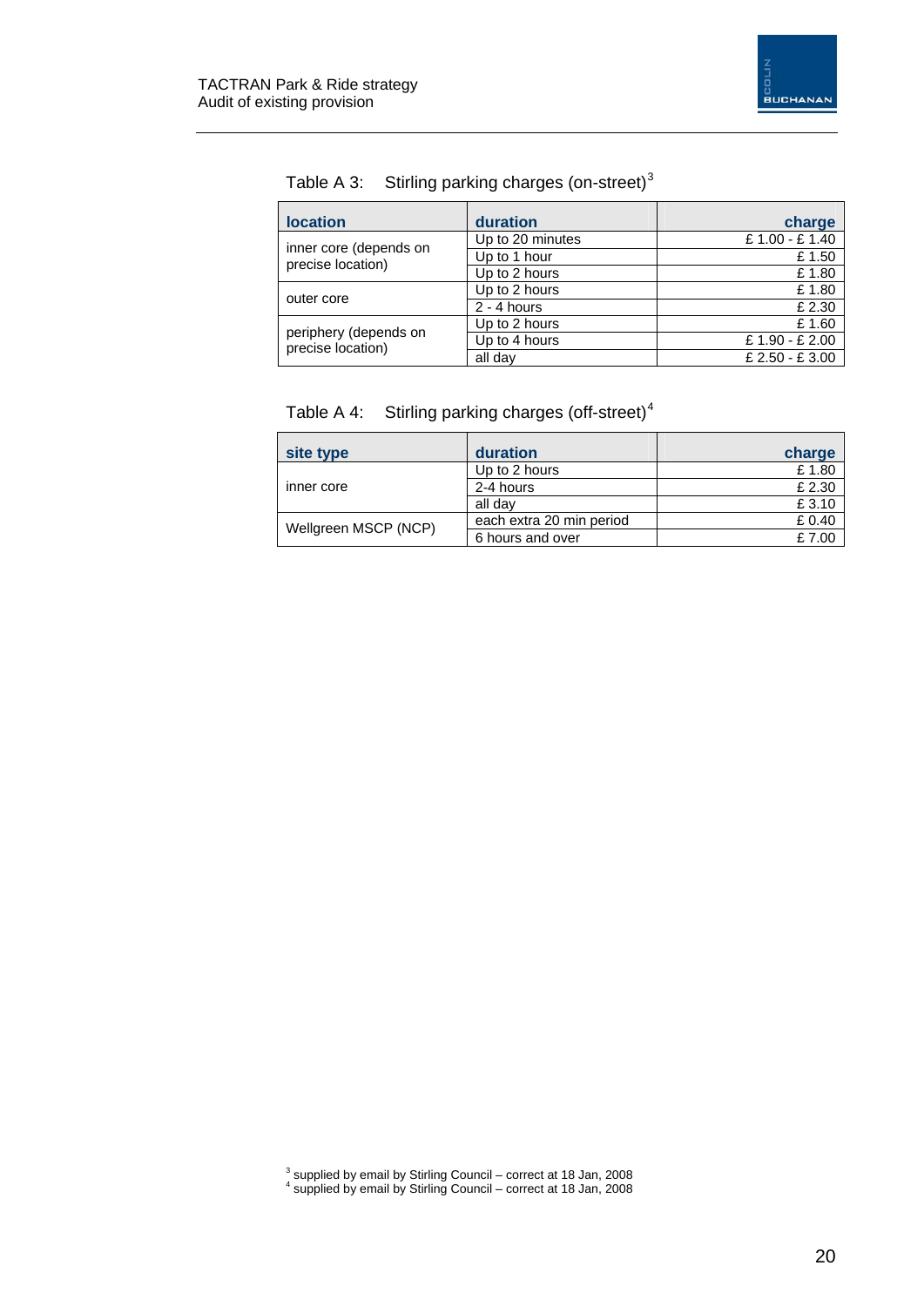Table A 3: Stirling parking charges (on-street)[3]

| location | duration | charge |
|---|---|---|
| inner core (depends on precise location) | Up to 20 minutes | £ 1.00 - £ 1.40 |
| | Up to 1 hour | £ 1.50 |
| | Up to 2 hours | £ 1.80 |
| outer core | Up to 2 hours | £ 1.80 |
| | 2 - 4 hours | £ 2.30 |
| periphery (depends on precise location) | Up to 2 hours | £ 1.60 |
| | Up to 4 hours | £ 1.90 - £ 2.00 |
| | all day | £ 2.50 - £ 3.00 |

Table A 4: Stirling parking charges (off-street)[4]

| site type | duration | charge |
|---|---|---|
| inner core | Up to 2 hours | £ 1.80 |
| | 2-4 hours | £ 2.30 |
| | all day | £ 3.10 |
| Wellgreen MSCP (NCP) | each extra 20 min period | £ 0.40 |
| | 6 hours and over | £ 7.00 |

[3] supplied by email by Stirling Council – correct at 18 Jan, 2008
[4] supplied by email by Stirling Council – correct at 18 Jan, 2008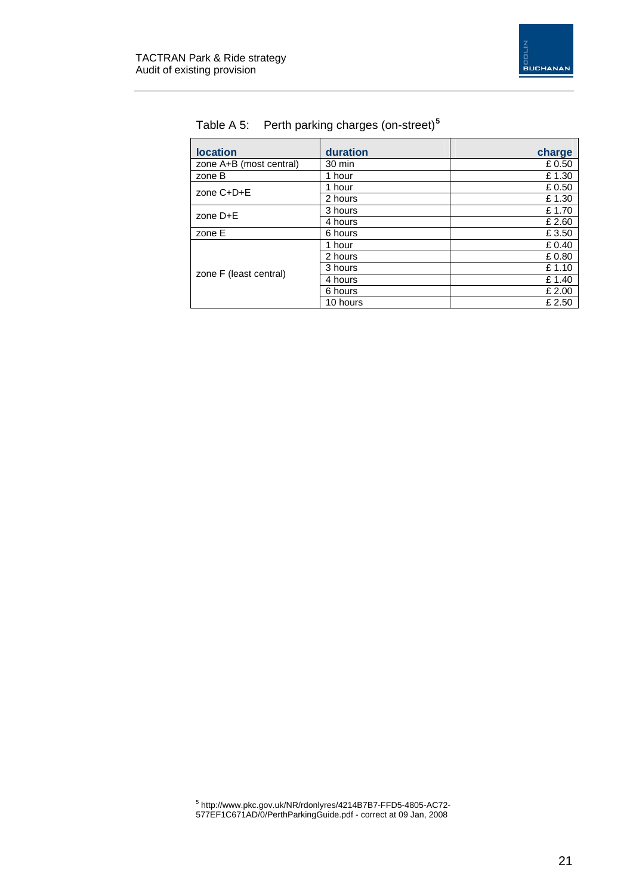Table A 5: Perth parking charges (on-street)[5]

| location | duration | charge |
|---|---|---|
| zone A+B (most central) | 30 min | £ 0.50 |
| zone B | 1 hour | £ 1.30 |
| zone C+D+E | 1 hour | £ 0.50 |
| | 2 hours | £ 1.30 |
| zone D+E | 3 hours | £ 1.70 |
| | 4 hours | £ 2.60 |
| zone E | 6 hours | £ 3.50 |
| zone F (least central) | 1 hour | £ 0.40 |
| | 2 hours | £ 0.80 |
| | 3 hours | £ 1.10 |
| | 4 hours | £ 1.40 |
| | 6 hours | £ 2.00 |
| | 10 hours | £ 2.50 |

[5] http://www.pkc.gov.uk/NR/rdonlyres/4214B7B7-FFD5-4805-AC72-577EF1C671AD/0/PerthParkingGuide.pdf - correct at 09 Jan, 2008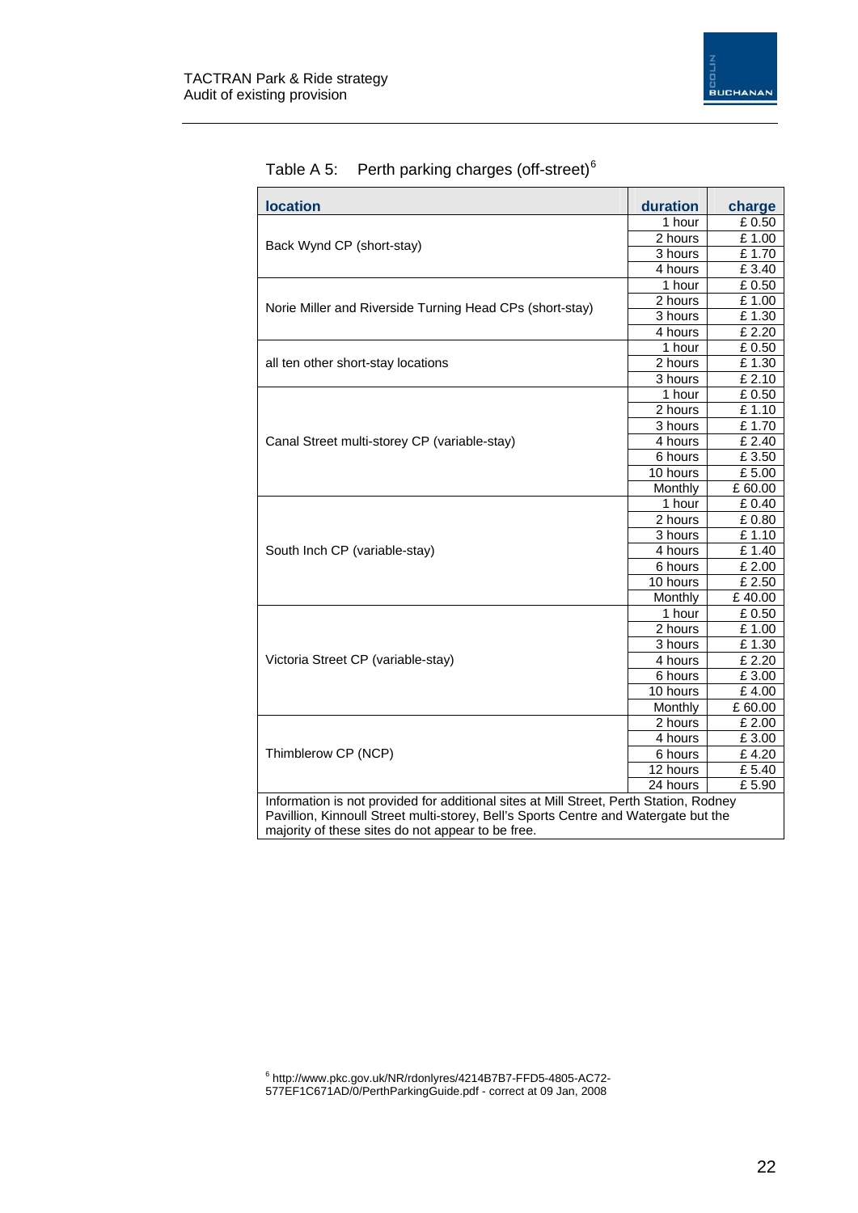Table A 5: Perth parking charges (off-street)[6]

| location | duration | charge |
|---|---|---|
| Back Wynd CP (short-stay) | 1 hour | £ 0.50 |
| | 2 hours | £ 1.00 |
| | 3 hours | £ 1.70 |
| | 4 hours | £ 3.40 |
| Norie Miller and Riverside Turning Head CPs (short-stay) | 1 hour | £ 0.50 |
| | 2 hours | £ 1.00 |
| | 3 hours | £ 1.30 |
| | 4 hours | £ 2.20 |
| all ten other short-stay locations | 1 hour | £ 0.50 |
| | 2 hours | £ 1.30 |
| | 3 hours | £ 2.10 |
| Canal Street multi-storey CP (variable-stay) | 1 hour | £ 0.50 |
| | 2 hours | £ 1.10 |
| | 3 hours | £ 1.70 |
| | 4 hours | £ 2.40 |
| | 6 hours | £ 3.50 |
| | 10 hours | £ 5.00 |
| | Monthly | £ 60.00 |
| South Inch CP (variable-stay) | 1 hour | £ 0.40 |
| | 2 hours | £ 0.80 |
| | 3 hours | £ 1.10 |
| | 4 hours | £ 1.40 |
| | 6 hours | £ 2.00 |
| | 10 hours | £ 2.50 |
| | Monthly | £ 40.00 |
| Victoria Street CP (variable-stay) | 1 hour | £ 0.50 |
| | 2 hours | £ 1.00 |
| | 3 hours | £ 1.30 |
| | 4 hours | £ 2.20 |
| | 6 hours | £ 3.00 |
| | 10 hours | £ 4.00 |
| | Monthly | £ 60.00 |
| Thimblerow CP (NCP) | 2 hours | £ 2.00 |
| | 4 hours | £ 3.00 |
| | 6 hours | £ 4.20 |
| | 12 hours | £ 5.40 |
| | 24 hours | £ 5.90 |
| Information is not provided for additional sites at Mill Street, Perth Station, Rodney Pavillion, Kinnoull Street multi-storey, Bell's Sports Centre and Watergate but the majority of these sites do not appear to be free. | | |

[6] http://www.pkc.gov.uk/NR/rdonlyres/4214B7B7-FFD5-4805-AC72-577EF1C671AD/0/PerthParkingGuide.pdf - correct at 09 Jan, 2008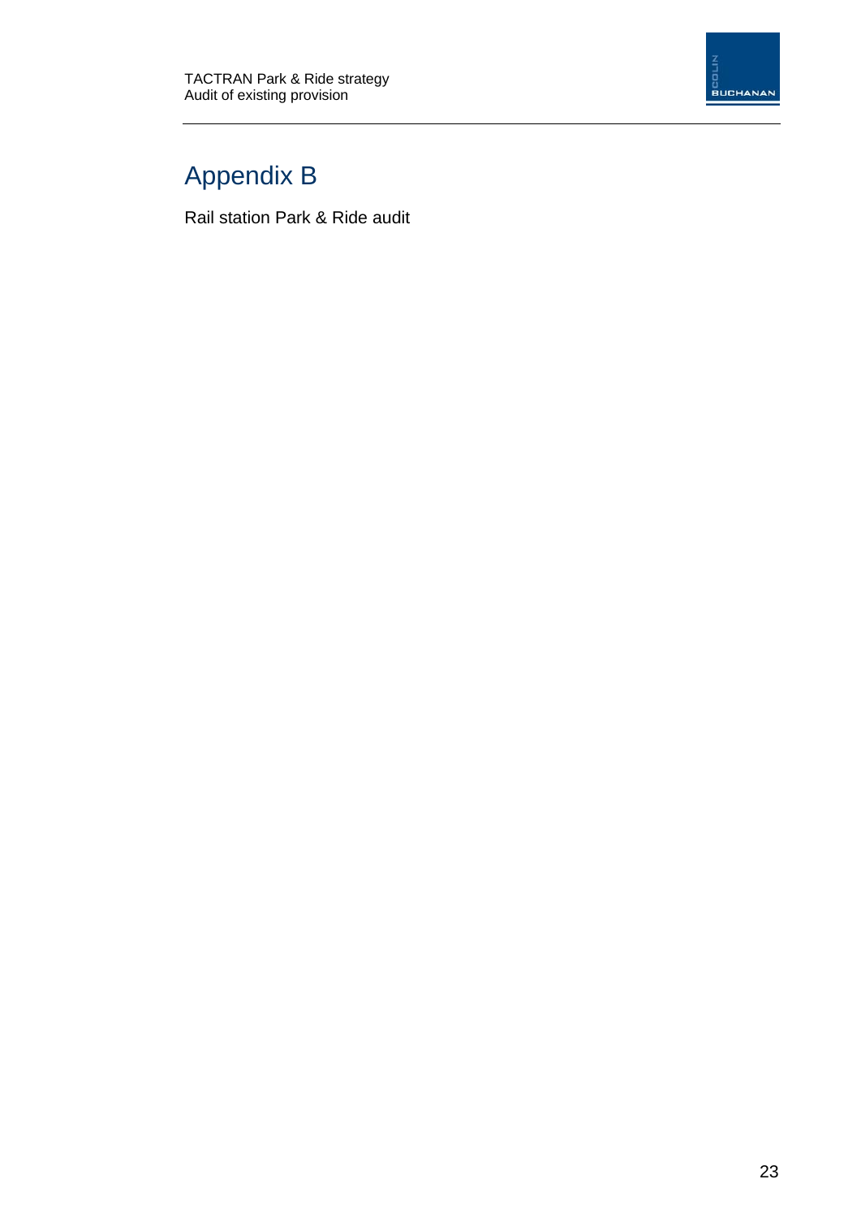# Appendix B

Rail station Park & Ride audit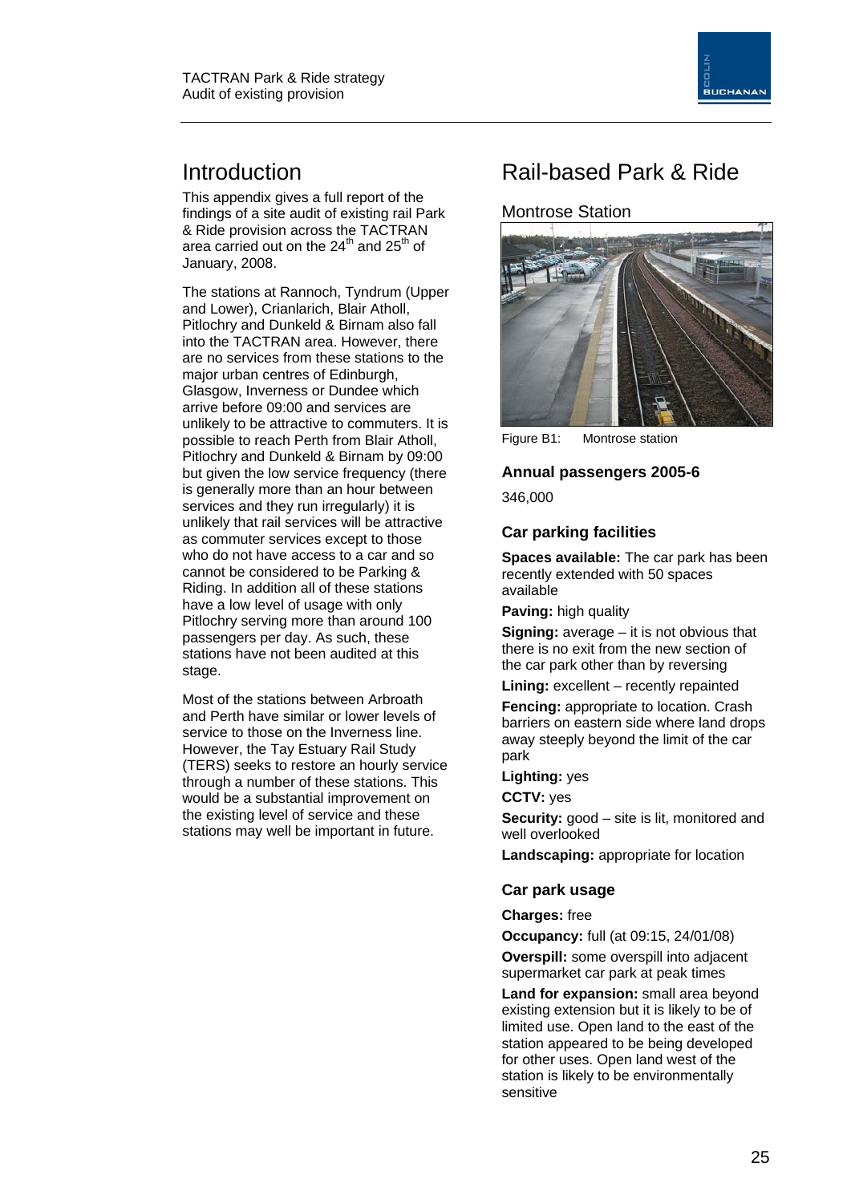## Introduction

This appendix gives a full report of the findings of a site audit of existing rail Park & Ride provision across the TACTRAN area carried out on the 24th and 25th of January, 2008.

The stations at Rannoch, Tyndrum (Upper and Lower), Crianlarich, Blair Atholl, Pitlochry and Dunkeld & Birnam also fall into the TACTRAN area. However, there are no services from these stations to the major urban centres of Edinburgh, Glasgow, Inverness or Dundee which arrive before 09:00 and services are unlikely to be attractive to commuters. It is possible to reach Perth from Blair Atholl, Pitlochry and Dunkeld & Birnam by 09:00 but given the low service frequency (there is generally more than an hour between services and they run irregularly) it is unlikely that rail services will be attractive as commuter services except to those who do not have access to a car and so cannot be considered to be Parking & Riding. In addition all of these stations have a low level of usage with only Pitlochry serving more than around 100 passengers per day. As such, these stations have not been audited at this stage.

Most of the stations between Arbroath and Perth have similar or lower levels of service to those on the Inverness line. However, the Tay Estuary Rail Study (TERS) seeks to restore an hourly service through a number of these stations. This would be a substantial improvement on the existing level of service and these stations may well be important in future.

## Rail-based Park & Ride

### Montrose Station

Figure B1: Montrose station

#### Annual passengers 2005-6

346,000

#### Car parking facilities

**Spaces available:** The car park has been recently extended with 50 spaces available

**Paving:** high quality

**Signing:** average – it is not obvious that there is no exit from the new section of the car park other than by reversing

**Lining:** excellent – recently repainted

**Fencing:** appropriate to location. Crash barriers on eastern side where land drops away steeply beyond the limit of the car park

**Lighting:** yes

**CCTV:** yes

**Security:** good – site is lit, monitored and well overlooked

**Landscaping:** appropriate for location

#### Car park usage

**Charges:** free

**Occupancy:** full (at 09:15, 24/01/08)

**Overspill:** some overspill into adjacent supermarket car park at peak times

**Land for expansion:** small area beyond existing extension but it is likely to be of limited use. Open land to the east of the station appeared to be being developed for other uses. Open land west of the station is likely to be environmentally sensitive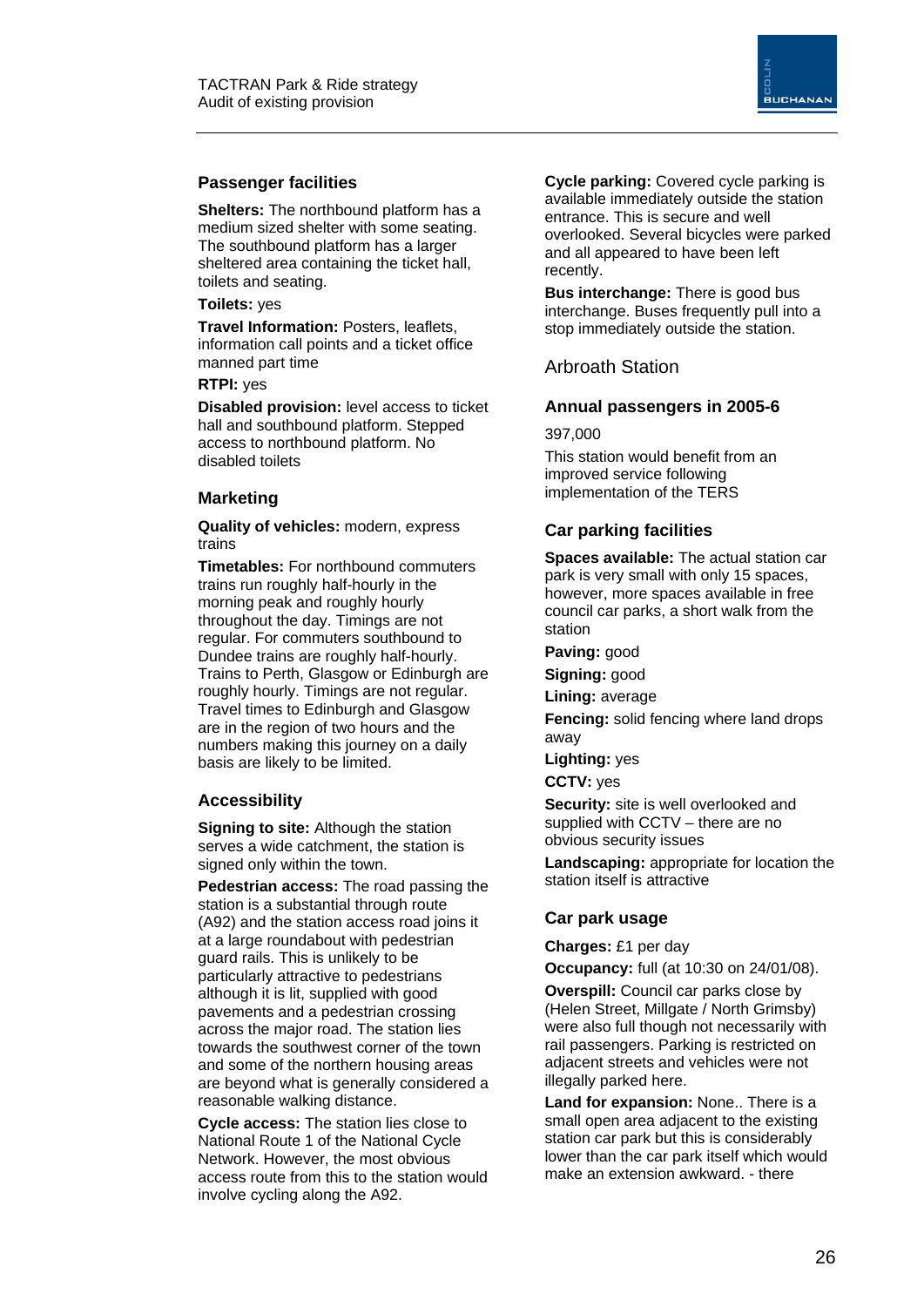### Passenger facilities

**Shelters:** The northbound platform has a medium sized shelter with some seating. The southbound platform has a larger sheltered area containing the ticket hall, toilets and seating.

**Toilets:** yes

**Travel Information:** Posters, leaflets, information call points and a ticket office manned part time

**RTPI:** yes

**Disabled provision:** level access to ticket hall and southbound platform. Stepped access to northbound platform. No disabled toilets

### Marketing

**Quality of vehicles:** modern, express trains

**Timetables:** For northbound commuters trains run roughly half-hourly in the morning peak and roughly hourly throughout the day. Timings are not regular. For commuters southbound to Dundee trains are roughly half-hourly. Trains to Perth, Glasgow or Edinburgh are roughly hourly. Timings are not regular. Travel times to Edinburgh and Glasgow are in the region of two hours and the numbers making this journey on a daily basis are likely to be limited.

### Accessibility

**Signing to site:** Although the station serves a wide catchment, the station is signed only within the town.

**Pedestrian access:** The road passing the station is a substantial through route (A92) and the station access road joins it at a large roundabout with pedestrian guard rails. This is unlikely to be particularly attractive to pedestrians although it is lit, supplied with good pavements and a pedestrian crossing across the major road. The station lies towards the southwest corner of the town and some of the northern housing areas are beyond what is generally considered a reasonable walking distance.

**Cycle access:** The station lies close to National Route 1 of the National Cycle Network. However, the most obvious access route from this to the station would involve cycling along the A92.

**Cycle parking:** Covered cycle parking is available immediately outside the station entrance. This is secure and well overlooked. Several bicycles were parked and all appeared to have been left recently.

**Bus interchange:** There is good bus interchange. Buses frequently pull into a stop immediately outside the station.

## Arbroath Station

### Annual passengers in 2005-6

397,000

This station would benefit from an improved service following implementation of the TERS

### Car parking facilities

**Spaces available:** The actual station car park is very small with only 15 spaces, however, more spaces available in free council car parks, a short walk from the station

**Paving:** good

**Signing:** good

**Lining:** average

**Fencing:** solid fencing where land drops away

**Lighting:** yes

**CCTV:** yes

**Security:** site is well overlooked and supplied with CCTV – there are no obvious security issues

**Landscaping:** appropriate for location the station itself is attractive

### Car park usage

**Charges:** £1 per day

**Occupancy:** full (at 10:30 on 24/01/08).

**Overspill:** Council car parks close by (Helen Street, Millgate / North Grimsby) were also full though not necessarily with rail passengers. Parking is restricted on adjacent streets and vehicles were not illegally parked here.

**Land for expansion:** None.. There is a small open area adjacent to the existing station car park but this is considerably lower than the car park itself which would make an extension awkward. - there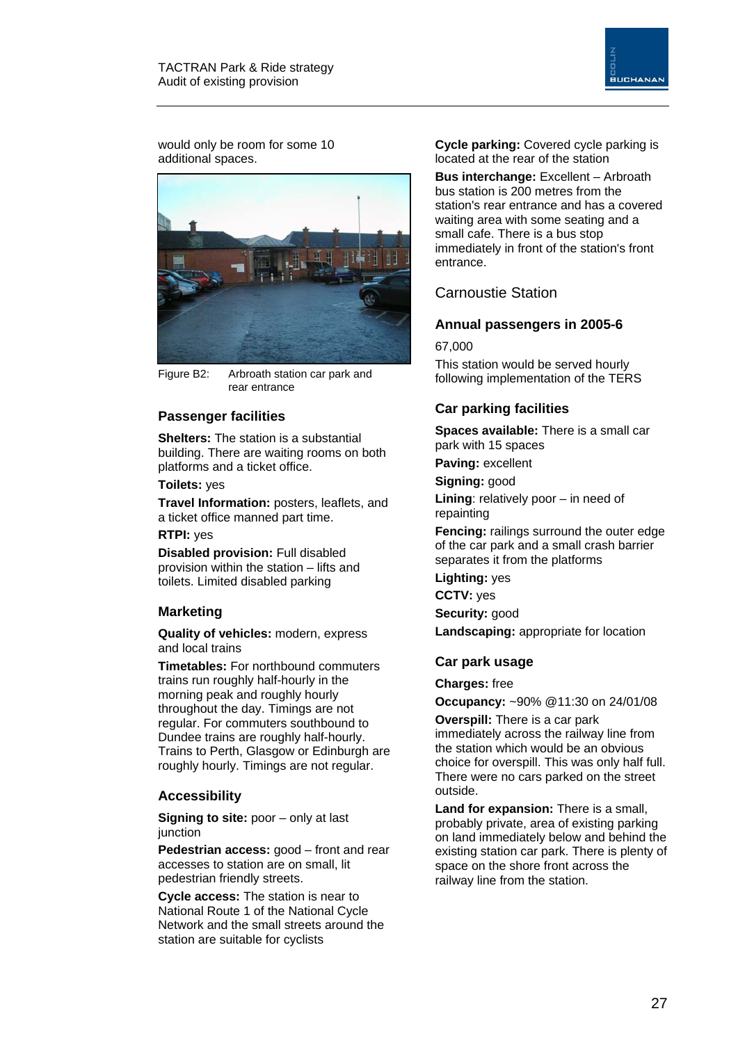would only be room for some 10 additional spaces.

Figure B2: Arbroath station car park and rear entrance

### Passenger facilities

**Shelters:** The station is a substantial building. There are waiting rooms on both platforms and a ticket office.

**Toilets:** yes

**Travel Information:** posters, leaflets, and a ticket office manned part time.

**RTPI:** yes

**Disabled provision:** Full disabled provision within the station – lifts and toilets. Limited disabled parking

### Marketing

**Quality of vehicles:** modern, express and local trains

**Timetables:** For northbound commuters trains run roughly half-hourly in the morning peak and roughly hourly throughout the day. Timings are not regular. For commuters southbound to Dundee trains are roughly half-hourly. Trains to Perth, Glasgow or Edinburgh are roughly hourly. Timings are not regular.

### Accessibility

**Signing to site:** poor – only at last junction

**Pedestrian access:** good – front and rear accesses to station are on small, lit pedestrian friendly streets.

**Cycle access:** The station is near to National Route 1 of the National Cycle Network and the small streets around the station are suitable for cyclists

**Cycle parking:** Covered cycle parking is located at the rear of the station

**Bus interchange:** Excellent – Arbroath bus station is 200 metres from the station's rear entrance and has a covered waiting area with some seating and a small cafe. There is a bus stop immediately in front of the station's front entrance.

## Carnoustie Station

### Annual passengers in 2005-6

67,000

This station would be served hourly following implementation of the TERS

### Car parking facilities

**Spaces available:** There is a small car park with 15 spaces

**Paving:** excellent

**Signing:** good

**Lining**: relatively poor – in need of repainting

**Fencing:** railings surround the outer edge of the car park and a small crash barrier separates it from the platforms

**Lighting:** yes

**CCTV:** yes

**Security:** good

**Landscaping:** appropriate for location

### Car park usage

**Charges:** free

**Occupancy:** ~90% @11:30 on 24/01/08

**Overspill:** There is a car park immediately across the railway line from the station which would be an obvious choice for overspill. This was only half full. There were no cars parked on the street outside.

**Land for expansion:** There is a small, probably private, area of existing parking on land immediately below and behind the existing station car park. There is plenty of space on the shore front across the railway line from the station.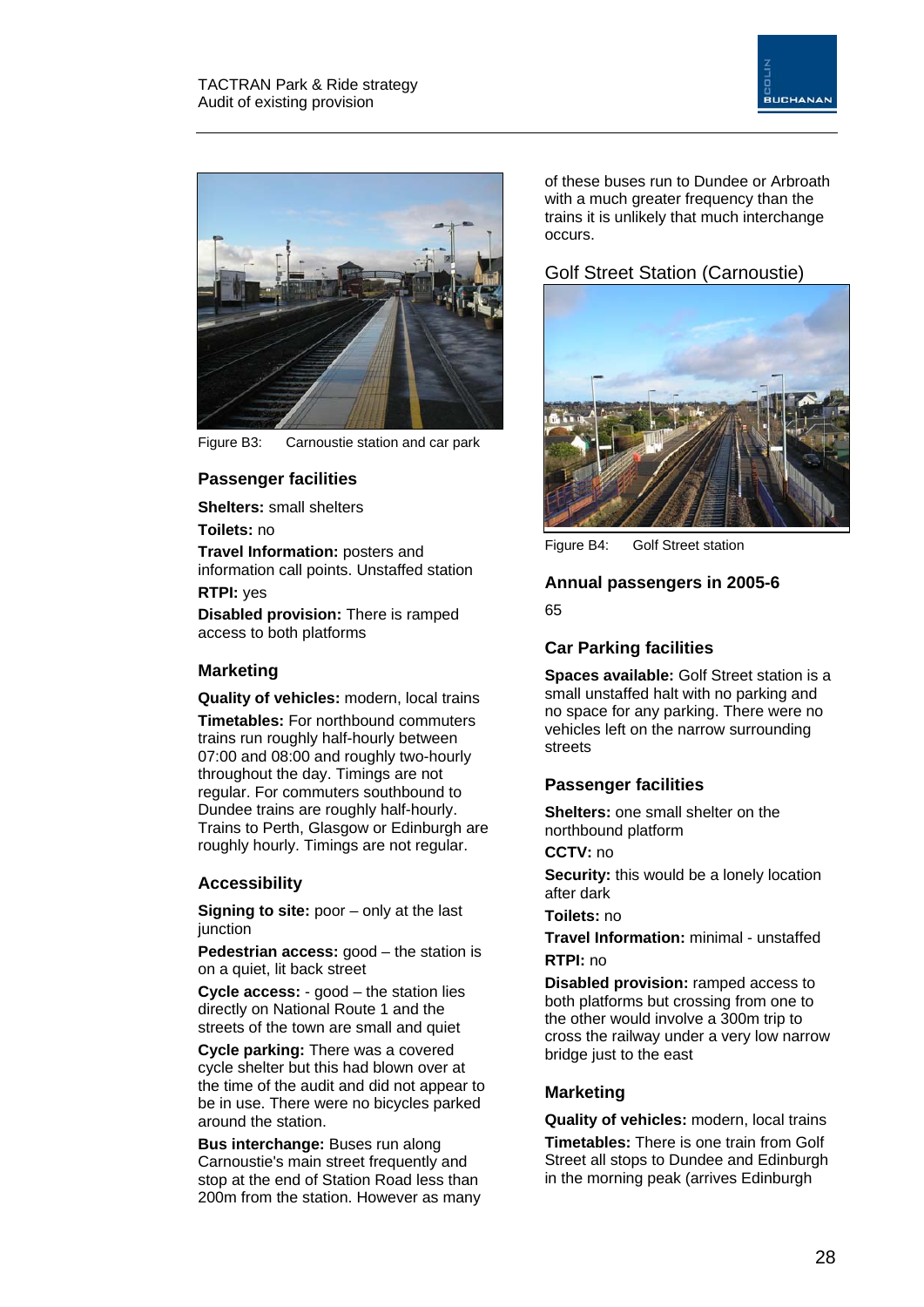Figure B3: Carnoustie station and car park

### Passenger facilities

**Shelters:** small shelters

**Toilets:** no

**Travel Information:** posters and information call points. Unstaffed station

**RTPI:** yes

**Disabled provision:** There is ramped access to both platforms

### Marketing

**Quality of vehicles:** modern, local trains

**Timetables:** For northbound commuters trains run roughly half-hourly between 07:00 and 08:00 and roughly two-hourly throughout the day. Timings are not regular. For commuters southbound to Dundee trains are roughly half-hourly. Trains to Perth, Glasgow or Edinburgh are roughly hourly. Timings are not regular.

### Accessibility

**Signing to site:** poor – only at the last junction

**Pedestrian access:** good – the station is on a quiet, lit back street

**Cycle access:** - good – the station lies directly on National Route 1 and the streets of the town are small and quiet

**Cycle parking:** There was a covered cycle shelter but this had blown over at the time of the audit and did not appear to be in use. There were no bicycles parked around the station.

**Bus interchange:** Buses run along Carnoustie's main street frequently and stop at the end of Station Road less than 200m from the station. However as many of these buses run to Dundee or Arbroath with a much greater frequency than the trains it is unlikely that much interchange occurs.

## Golf Street Station (Carnoustie)

Figure B4: Golf Street station

### Annual passengers in 2005-6

65

### Car Parking facilities

**Spaces available:** Golf Street station is a small unstaffed halt with no parking and no space for any parking. There were no vehicles left on the narrow surrounding streets

### Passenger facilities

**Shelters:** one small shelter on the northbound platform

**CCTV:** no

**Security:** this would be a lonely location after dark

**Toilets:** no

**Travel Information:** minimal - unstaffed

**RTPI:** no

**Disabled provision:** ramped access to both platforms but crossing from one to the other would involve a 300m trip to cross the railway under a very low narrow bridge just to the east

### Marketing

**Quality of vehicles:** modern, local trains

**Timetables:** There is one train from Golf Street all stops to Dundee and Edinburgh in the morning peak (arrives Edinburgh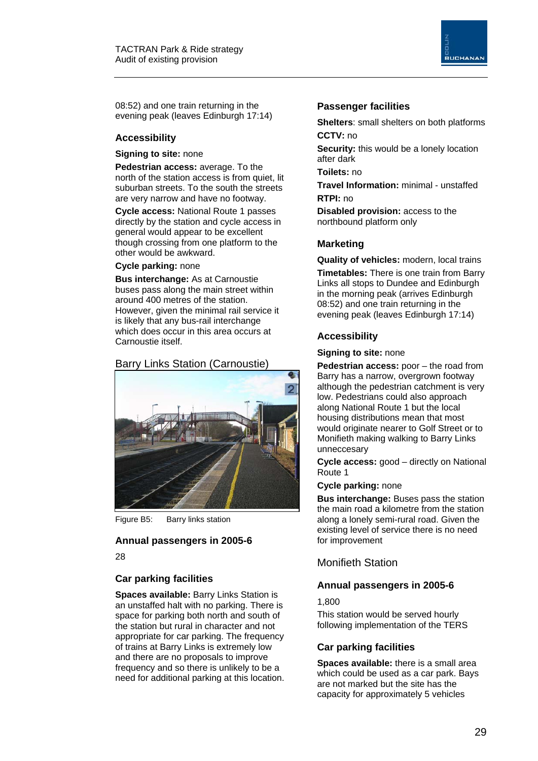08:52) and one train returning in the evening peak (leaves Edinburgh 17:14)

### Accessibility

**Signing to site:** none

**Pedestrian access:** average. To the north of the station access is from quiet, lit suburban streets. To the south the streets are very narrow and have no footway.

**Cycle access:** National Route 1 passes directly by the station and cycle access in general would appear to be excellent though crossing from one platform to the other would be awkward.

**Cycle parking:** none

**Bus interchange:** As at Carnoustie buses pass along the main street within around 400 metres of the station. However, given the minimal rail service it is likely that any bus-rail interchange which does occur in this area occurs at Carnoustie itself.

## Barry Links Station (Carnoustie)

Figure B5: Barry links station

### Annual passengers in 2005-6

28

### Car parking facilities

**Spaces available:** Barry Links Station is an unstaffed halt with no parking. There is space for parking both north and south of the station but rural in character and not appropriate for car parking. The frequency of trains at Barry Links is extremely low and there are no proposals to improve frequency and so there is unlikely to be a need for additional parking at this location.

### Passenger facilities

**Shelters**: small shelters on both platforms

**CCTV:** no

**Security:** this would be a lonely location after dark

**Toilets:** no

**Travel Information:** minimal - unstaffed

**RTPI:** no

**Disabled provision:** access to the northbound platform only

### Marketing

**Quality of vehicles:** modern, local trains

**Timetables:** There is one train from Barry Links all stops to Dundee and Edinburgh in the morning peak (arrives Edinburgh 08:52) and one train returning in the evening peak (leaves Edinburgh 17:14)

### Accessibility

**Signing to site:** none

**Pedestrian access:** poor – the road from Barry has a narrow, overgrown footway although the pedestrian catchment is very low. Pedestrians could also approach along National Route 1 but the local housing distributions mean that most would originate nearer to Golf Street or to Monifieth making walking to Barry Links unneccesary

**Cycle access:** good – directly on National Route 1

**Cycle parking:** none

**Bus interchange:** Buses pass the station the main road a kilometre from the station along a lonely semi-rural road. Given the existing level of service there is no need for improvement

## Monifieth Station

### Annual passengers in 2005-6

1,800

This station would be served hourly following implementation of the TERS

### Car parking facilities

**Spaces available:** there is a small area which could be used as a car park. Bays are not marked but the site has the capacity for approximately 5 vehicles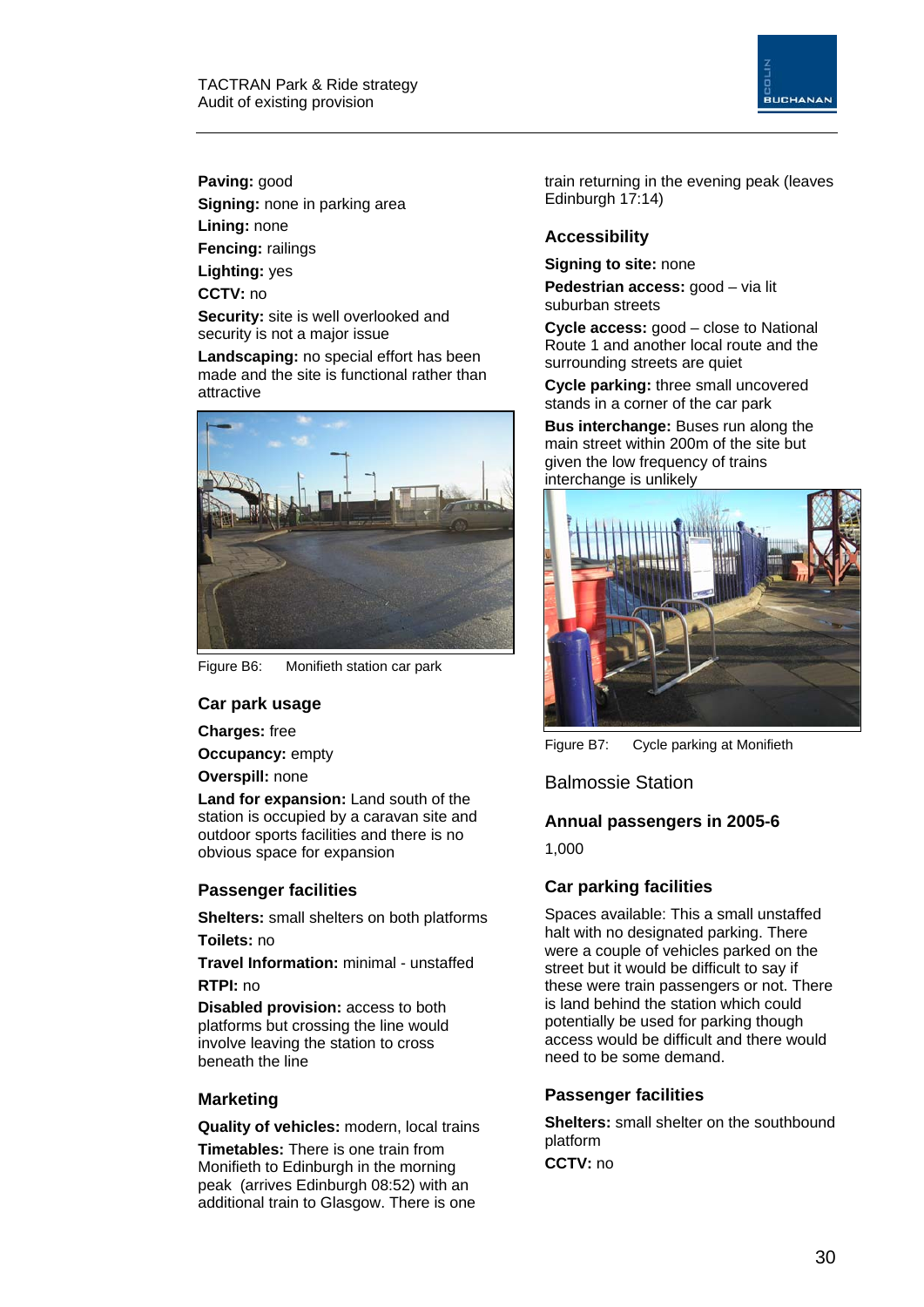**Paving:** good

**Signing:** none in parking area

**Lining:** none

**Fencing:** railings

**Lighting:** yes

**CCTV:** no

**Security:** site is well overlooked and security is not a major issue

**Landscaping:** no special effort has been made and the site is functional rather than attractive

Figure B6: Monifieth station car park

### Car park usage

**Charges:** free

**Occupancy:** empty

**Overspill:** none

**Land for expansion:** Land south of the station is occupied by a caravan site and outdoor sports facilities and there is no obvious space for expansion

### Passenger facilities

**Shelters:** small shelters on both platforms

**Toilets:** no

**Travel Information:** minimal - unstaffed

**RTPI:** no

**Disabled provision:** access to both platforms but crossing the line would involve leaving the station to cross beneath the line

### Marketing

**Quality of vehicles:** modern, local trains

**Timetables:** There is one train from Monifieth to Edinburgh in the morning peak (arrives Edinburgh 08:52) with an additional train to Glasgow. There is one train returning in the evening peak (leaves Edinburgh 17:14)

### Accessibility

**Signing to site:** none

**Pedestrian access:** good – via lit suburban streets

**Cycle access:** good – close to National Route 1 and another local route and the surrounding streets are quiet

**Cycle parking:** three small uncovered stands in a corner of the car park

**Bus interchange:** Buses run along the main street within 200m of the site but given the low frequency of trains interchange is unlikely

Figure B7: Cycle parking at Monifieth

## Balmossie Station

### Annual passengers in 2005-6

1,000

### Car parking facilities

Spaces available: This a small unstaffed halt with no designated parking. There were a couple of vehicles parked on the street but it would be difficult to say if these were train passengers or not. There is land behind the station which could potentially be used for parking though access would be difficult and there would need to be some demand.

### Passenger facilities

**Shelters:** small shelter on the southbound platform

**CCTV:** no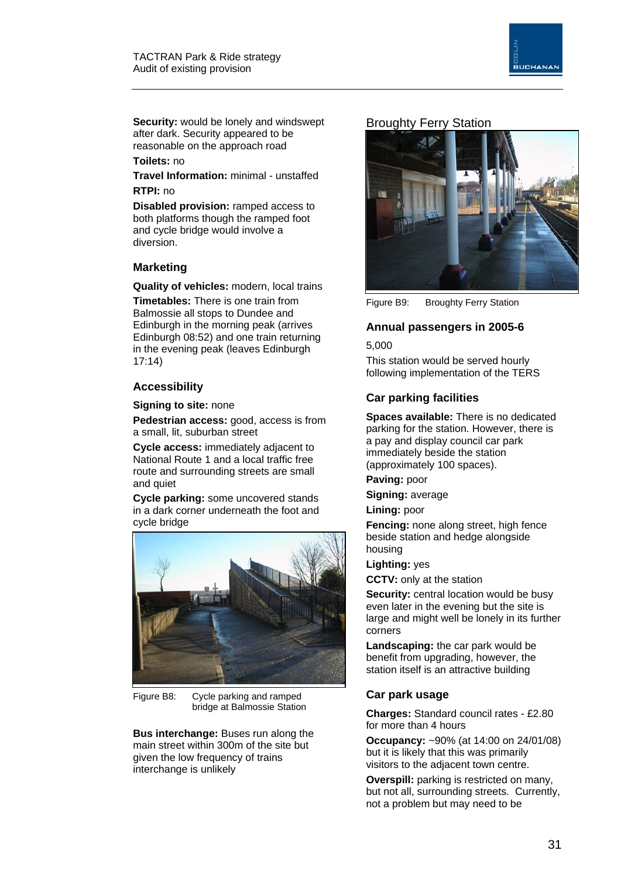**Security:** would be lonely and windswept after dark. Security appeared to be reasonable on the approach road

**Toilets:** no

**Travel Information:** minimal - unstaffed

**RTPI:** no

**Disabled provision:** ramped access to both platforms though the ramped foot and cycle bridge would involve a diversion.

### Marketing

**Quality of vehicles:** modern, local trains

**Timetables:** There is one train from Balmossie all stops to Dundee and Edinburgh in the morning peak (arrives Edinburgh 08:52) and one train returning in the evening peak (leaves Edinburgh 17:14)

### Accessibility

**Signing to site:** none

**Pedestrian access:** good, access is from a small, lit, suburban street

**Cycle access:** immediately adjacent to National Route 1 and a local traffic free route and surrounding streets are small and quiet

**Cycle parking:** some uncovered stands in a dark corner underneath the foot and cycle bridge

Figure B8: Cycle parking and ramped bridge at Balmossie Station

**Bus interchange:** Buses run along the main street within 300m of the site but given the low frequency of trains interchange is unlikely

## Broughty Ferry Station

Figure B9: Broughty Ferry Station

### Annual passengers in 2005-6

5,000

This station would be served hourly following implementation of the TERS

### Car parking facilities

**Spaces available:** There is no dedicated parking for the station. However, there is a pay and display council car park immediately beside the station (approximately 100 spaces).

**Paving:** poor

**Signing:** average

**Lining:** poor

**Fencing:** none along street, high fence beside station and hedge alongside housing

**Lighting:** yes

**CCTV:** only at the station

**Security:** central location would be busy even later in the evening but the site is large and might well be lonely in its further corners

**Landscaping:** the car park would be benefit from upgrading, however, the station itself is an attractive building

### Car park usage

**Charges:** Standard council rates - £2.80 for more than 4 hours

**Occupancy:** ~90% (at 14:00 on 24/01/08) but it is likely that this was primarily visitors to the adjacent town centre.

**Overspill:** parking is restricted on many, but not all, surrounding streets. Currently, not a problem but may need to be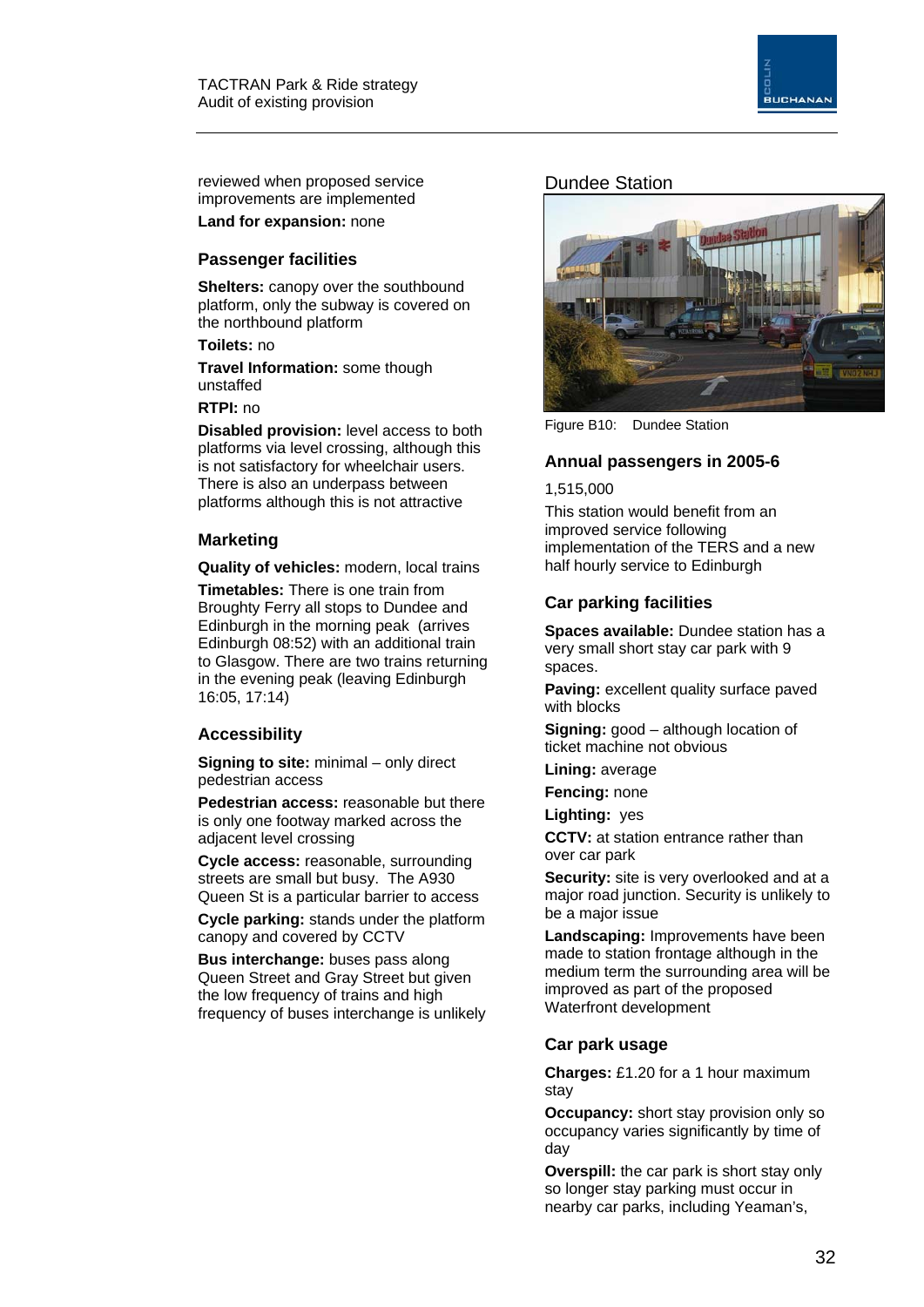reviewed when proposed service improvements are implemented

**Land for expansion:** none

### Passenger facilities

**Shelters:** canopy over the southbound platform, only the subway is covered on the northbound platform

**Toilets:** no

**Travel Information:** some though unstaffed

**RTPI:** no

**Disabled provision:** level access to both platforms via level crossing, although this is not satisfactory for wheelchair users. There is also an underpass between platforms although this is not attractive

### Marketing

**Quality of vehicles:** modern, local trains

**Timetables:** There is one train from Broughty Ferry all stops to Dundee and Edinburgh in the morning peak (arrives Edinburgh 08:52) with an additional train to Glasgow. There are two trains returning in the evening peak (leaving Edinburgh 16:05, 17:14)

### Accessibility

**Signing to site:** minimal – only direct pedestrian access

**Pedestrian access:** reasonable but there is only one footway marked across the adjacent level crossing

**Cycle access:** reasonable, surrounding streets are small but busy. The A930 Queen St is a particular barrier to access

**Cycle parking:** stands under the platform canopy and covered by CCTV

**Bus interchange:** buses pass along Queen Street and Gray Street but given the low frequency of trains and high frequency of buses interchange is unlikely

## Dundee Station

Figure B10: Dundee Station

### Annual passengers in 2005-6

1,515,000

This station would benefit from an improved service following implementation of the TERS and a new half hourly service to Edinburgh

### Car parking facilities

**Spaces available:** Dundee station has a very small short stay car park with 9 spaces.

**Paving:** excellent quality surface paved with blocks

**Signing:** good – although location of ticket machine not obvious

**Lining:** average

**Fencing:** none

**Lighting:** yes

**CCTV:** at station entrance rather than over car park

**Security:** site is very overlooked and at a major road junction. Security is unlikely to be a major issue

**Landscaping:** Improvements have been made to station frontage although in the medium term the surrounding area will be improved as part of the proposed Waterfront development

### Car park usage

**Charges:** £1.20 for a 1 hour maximum stay

**Occupancy:** short stay provision only so occupancy varies significantly by time of day

**Overspill:** the car park is short stay only so longer stay parking must occur in nearby car parks, including Yeaman's,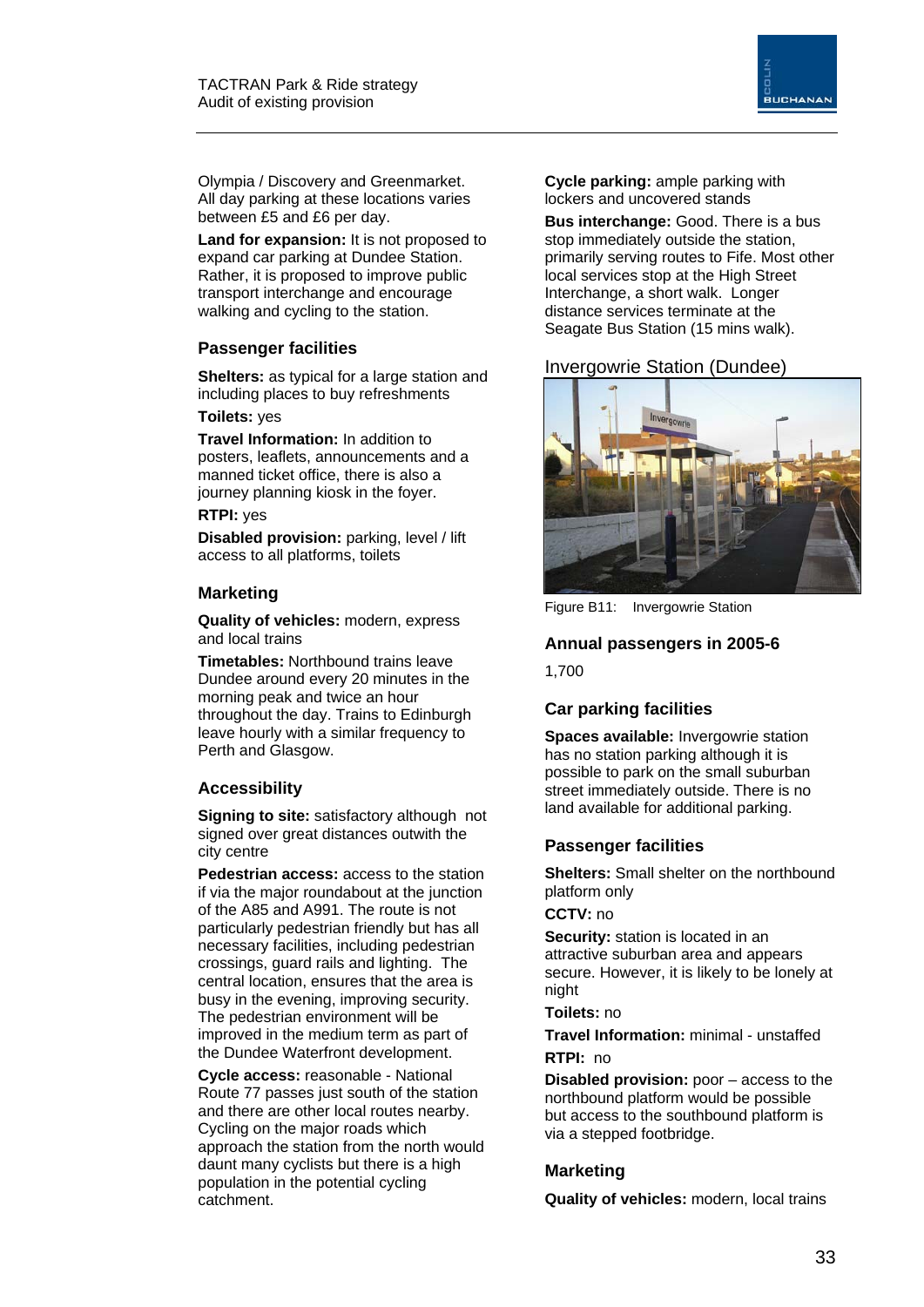Olympia / Discovery and Greenmarket. All day parking at these locations varies between £5 and £6 per day.

**Land for expansion:** It is not proposed to expand car parking at Dundee Station. Rather, it is proposed to improve public transport interchange and encourage walking and cycling to the station.

### Passenger facilities

**Shelters:** as typical for a large station and including places to buy refreshments

**Toilets:** yes

**Travel Information:** In addition to posters, leaflets, announcements and a manned ticket office, there is also a journey planning kiosk in the foyer.

**RTPI:** yes

**Disabled provision:** parking, level / lift access to all platforms, toilets

### Marketing

**Quality of vehicles:** modern, express and local trains

**Timetables:** Northbound trains leave Dundee around every 20 minutes in the morning peak and twice an hour throughout the day. Trains to Edinburgh leave hourly with a similar frequency to Perth and Glasgow.

### Accessibility

**Signing to site:** satisfactory although not signed over great distances outwith the city centre

**Pedestrian access:** access to the station if via the major roundabout at the junction of the A85 and A991. The route is not particularly pedestrian friendly but has all necessary facilities, including pedestrian crossings, guard rails and lighting. The central location, ensures that the area is busy in the evening, improving security. The pedestrian environment will be improved in the medium term as part of the Dundee Waterfront development.

**Cycle access:** reasonable - National Route 77 passes just south of the station and there are other local routes nearby. Cycling on the major roads which approach the station from the north would daunt many cyclists but there is a high population in the potential cycling catchment.

**Cycle parking:** ample parking with lockers and uncovered stands

**Bus interchange:** Good. There is a bus stop immediately outside the station, primarily serving routes to Fife. Most other local services stop at the High Street Interchange, a short walk. Longer distance services terminate at the Seagate Bus Station (15 mins walk).

## Invergowrie Station (Dundee)

Figure B11: Invergowrie Station

### Annual passengers in 2005-6

1,700

### Car parking facilities

**Spaces available:** Invergowrie station has no station parking although it is possible to park on the small suburban street immediately outside. There is no land available for additional parking.

### Passenger facilities

**Shelters:** Small shelter on the northbound platform only

**CCTV:** no

**Security:** station is located in an attractive suburban area and appears secure. However, it is likely to be lonely at night

**Toilets:** no

**Travel Information:** minimal - unstaffed

**RTPI:** no

**Disabled provision:** poor – access to the northbound platform would be possible but access to the southbound platform is via a stepped footbridge.

### Marketing

**Quality of vehicles:** modern, local trains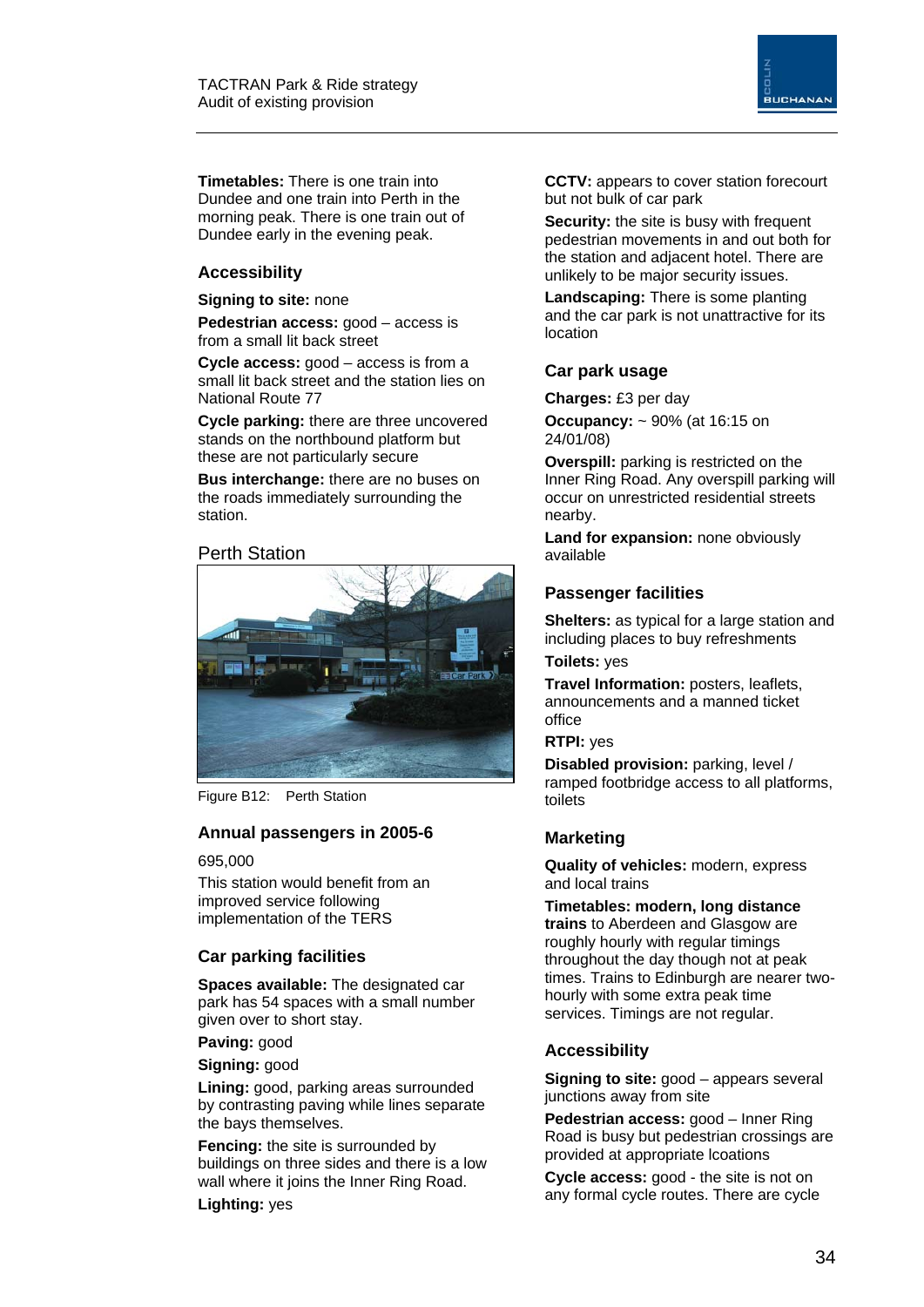**Timetables:** There is one train into Dundee and one train into Perth in the morning peak. There is one train out of Dundee early in the evening peak.

### Accessibility

**Signing to site:** none

**Pedestrian access:** good – access is from a small lit back street

**Cycle access:** good – access is from a small lit back street and the station lies on National Route 77

**Cycle parking:** there are three uncovered stands on the northbound platform but these are not particularly secure

**Bus interchange:** there are no buses on the roads immediately surrounding the station.

## Perth Station

Figure B12: Perth Station

### Annual passengers in 2005-6

695,000

This station would benefit from an improved service following implementation of the TERS

### Car parking facilities

**Spaces available:** The designated car park has 54 spaces with a small number given over to short stay.

**Paving:** good

**Signing:** good

**Lining:** good, parking areas surrounded by contrasting paving while lines separate the bays themselves.

**Fencing:** the site is surrounded by buildings on three sides and there is a low wall where it joins the Inner Ring Road.

**Lighting:** yes

**CCTV:** appears to cover station forecourt but not bulk of car park

**Security:** the site is busy with frequent pedestrian movements in and out both for the station and adjacent hotel. There are unlikely to be major security issues.

**Landscaping:** There is some planting and the car park is not unattractive for its location

### Car park usage

**Charges:** £3 per day

**Occupancy:** ~ 90% (at 16:15 on 24/01/08)

**Overspill:** parking is restricted on the Inner Ring Road. Any overspill parking will occur on unrestricted residential streets nearby.

**Land for expansion:** none obviously available

### Passenger facilities

**Shelters:** as typical for a large station and including places to buy refreshments

**Toilets:** yes

**Travel Information:** posters, leaflets, announcements and a manned ticket office

**RTPI:** yes

**Disabled provision:** parking, level / ramped footbridge access to all platforms, toilets

### Marketing

**Quality of vehicles:** modern, express and local trains

**Timetables: modern, long distance trains** to Aberdeen and Glasgow are roughly hourly with regular timings throughout the day though not at peak times. Trains to Edinburgh are nearer two-hourly with some extra peak time services. Timings are not regular.

### Accessibility

**Signing to site:** good – appears several junctions away from site

**Pedestrian access:** good – Inner Ring Road is busy but pedestrian crossings are provided at appropriate lcoations

**Cycle access:** good - the site is not on any formal cycle routes. There are cycle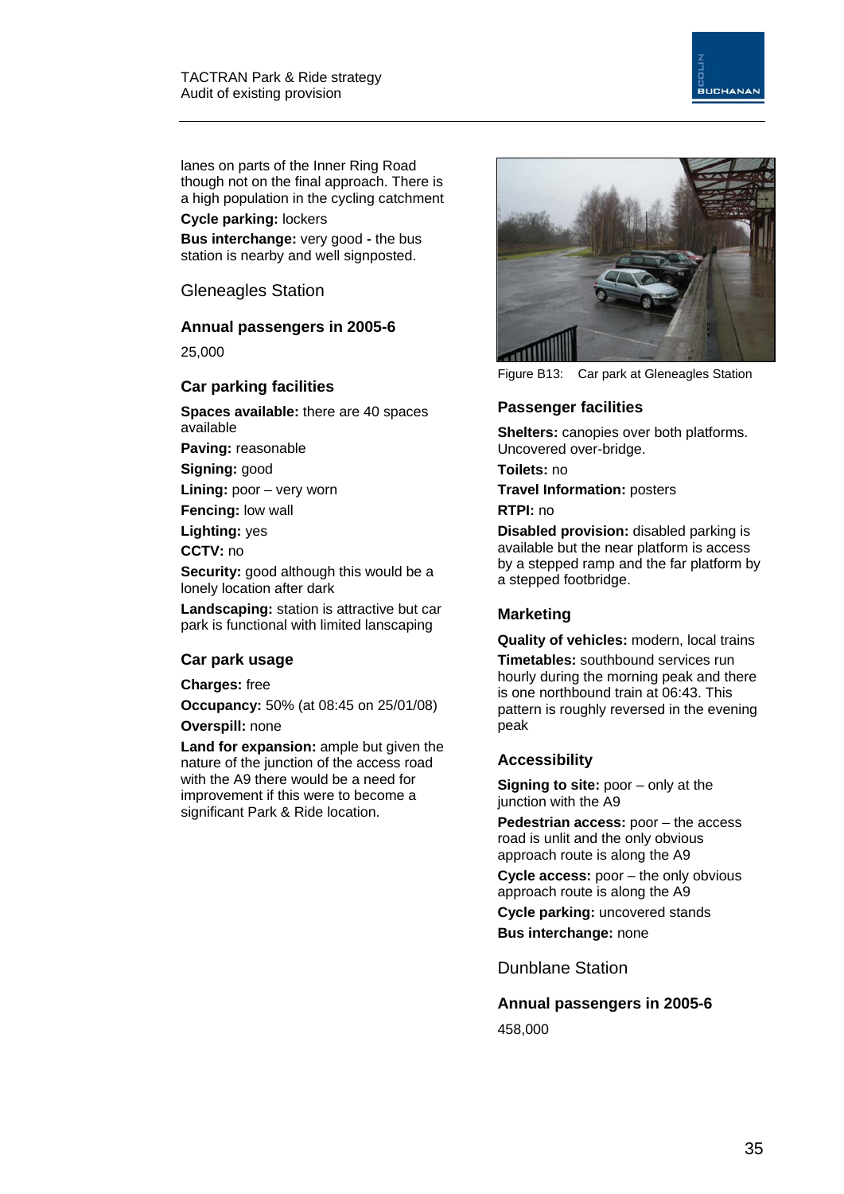lanes on parts of the Inner Ring Road though not on the final approach. There is a high population in the cycling catchment

**Cycle parking:** lockers

**Bus interchange:** very good **-** the bus station is nearby and well signposted.

## Gleneagles Station

### Annual passengers in 2005-6

25,000

### Car parking facilities

**Spaces available:** there are 40 spaces available

**Paving:** reasonable

**Signing:** good

**Lining:** poor – very worn

**Fencing:** low wall

**Lighting:** yes

**CCTV:** no

**Security:** good although this would be a lonely location after dark

**Landscaping:** station is attractive but car park is functional with limited lanscaping

### Car park usage

**Charges:** free

**Occupancy:** 50% (at 08:45 on 25/01/08)

**Overspill:** none

**Land for expansion:** ample but given the nature of the junction of the access road with the A9 there would be a need for improvement if this were to become a significant Park & Ride location.

Figure B13: Car park at Gleneagles Station

### Passenger facilities

**Shelters:** canopies over both platforms. Uncovered over-bridge.

**Toilets:** no

**Travel Information:** posters

**RTPI:** no

**Disabled provision:** disabled parking is available but the near platform is access by a stepped ramp and the far platform by a stepped footbridge.

### Marketing

**Quality of vehicles:** modern, local trains

**Timetables:** southbound services run hourly during the morning peak and there is one northbound train at 06:43. This pattern is roughly reversed in the evening peak

### Accessibility

**Signing to site:** poor – only at the junction with the A9

**Pedestrian access:** poor – the access road is unlit and the only obvious approach route is along the A9

**Cycle access:** poor – the only obvious approach route is along the A9

**Cycle parking:** uncovered stands

**Bus interchange:** none

## Dunblane Station

### Annual passengers in 2005-6

458,000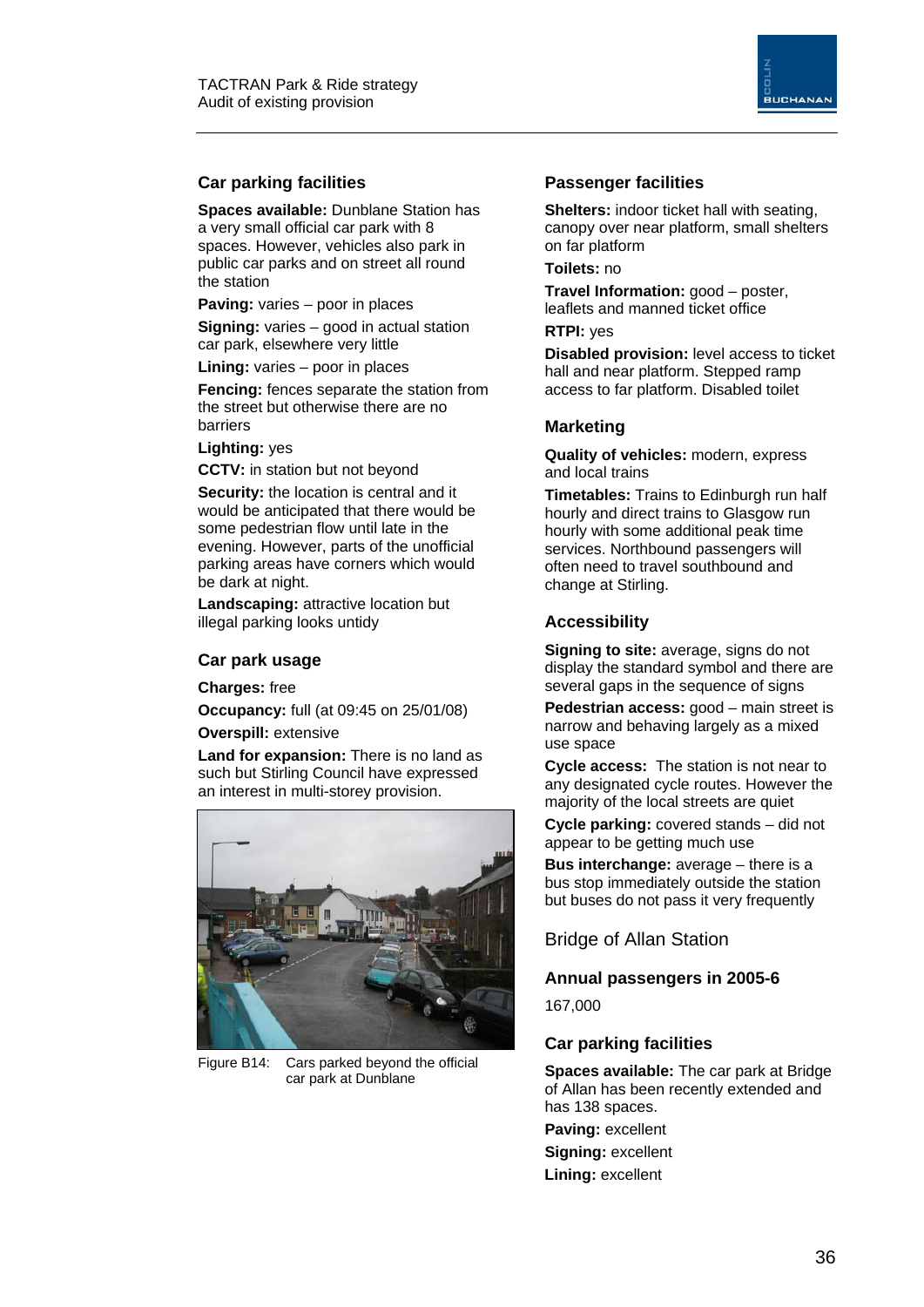### Car parking facilities

**Spaces available:** Dunblane Station has a very small official car park with 8 spaces. However, vehicles also park in public car parks and on street all round the station

**Paving:** varies – poor in places

**Signing:** varies – good in actual station car park, elsewhere very little

**Lining:** varies – poor in places

**Fencing:** fences separate the station from the street but otherwise there are no barriers

**Lighting:** yes

**CCTV:** in station but not beyond

**Security:** the location is central and it would be anticipated that there would be some pedestrian flow until late in the evening. However, parts of the unofficial parking areas have corners which would be dark at night.

**Landscaping:** attractive location but illegal parking looks untidy

### Car park usage

**Charges:** free

**Occupancy:** full (at 09:45 on 25/01/08)

**Overspill:** extensive

**Land for expansion:** There is no land as such but Stirling Council have expressed an interest in multi-storey provision.

Figure B14: Cars parked beyond the official car park at Dunblane

### Passenger facilities

**Shelters:** indoor ticket hall with seating, canopy over near platform, small shelters on far platform

**Toilets:** no

**Travel Information:** good – poster, leaflets and manned ticket office

**RTPI:** yes

**Disabled provision:** level access to ticket hall and near platform. Stepped ramp access to far platform. Disabled toilet

### Marketing

**Quality of vehicles:** modern, express and local trains

**Timetables:** Trains to Edinburgh run half hourly and direct trains to Glasgow run hourly with some additional peak time services. Northbound passengers will often need to travel southbound and change at Stirling.

### Accessibility

**Signing to site:** average, signs do not display the standard symbol and there are several gaps in the sequence of signs

**Pedestrian access:** good – main street is narrow and behaving largely as a mixed use space

**Cycle access:** The station is not near to any designated cycle routes. However the majority of the local streets are quiet

**Cycle parking:** covered stands – did not appear to be getting much use

**Bus interchange:** average – there is a bus stop immediately outside the station but buses do not pass it very frequently

## Bridge of Allan Station

### Annual passengers in 2005-6

167,000

### Car parking facilities

**Spaces available:** The car park at Bridge of Allan has been recently extended and has 138 spaces.

**Paving:** excellent

**Signing:** excellent

**Lining:** excellent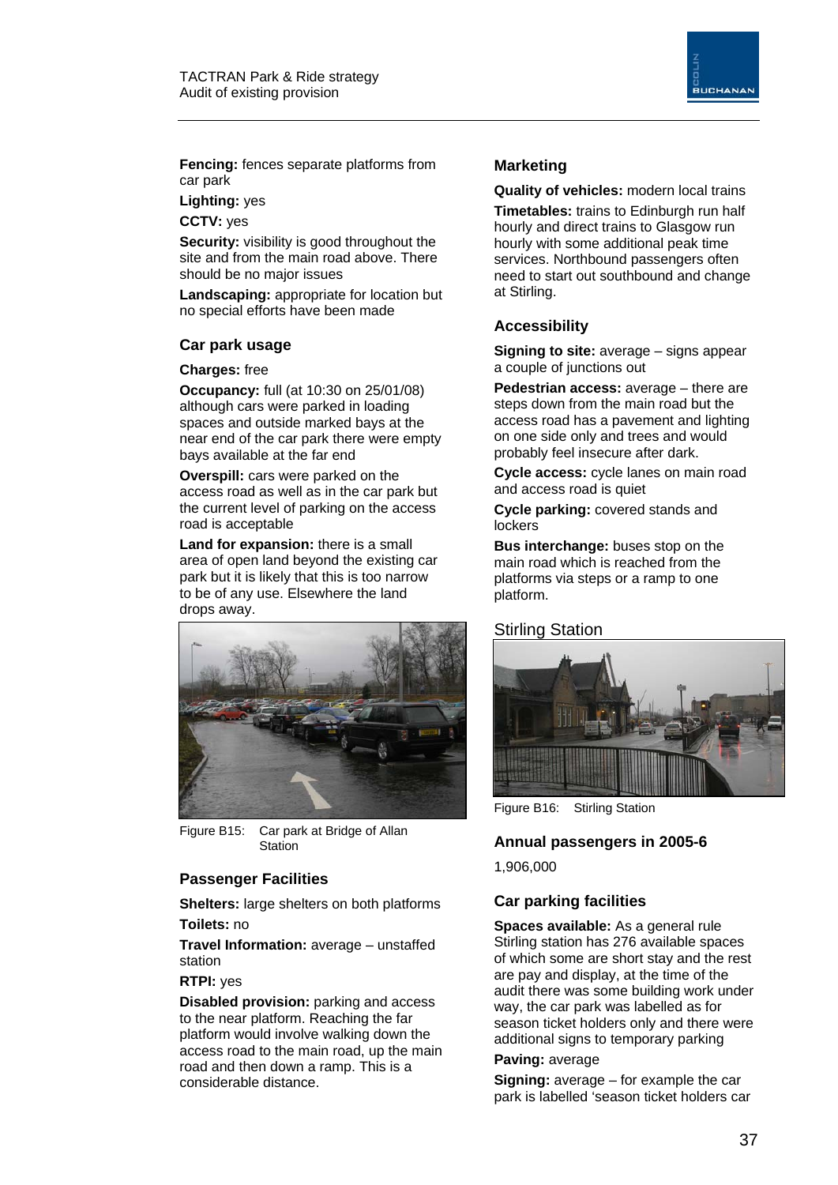**Fencing:** fences separate platforms from car park

**Lighting:** yes

**CCTV:** yes

**Security:** visibility is good throughout the site and from the main road above. There should be no major issues

**Landscaping:** appropriate for location but no special efforts have been made

### Car park usage

**Charges:** free

**Occupancy:** full (at 10:30 on 25/01/08) although cars were parked in loading spaces and outside marked bays at the near end of the car park there were empty bays available at the far end

**Overspill:** cars were parked on the access road as well as in the car park but the current level of parking on the access road is acceptable

**Land for expansion:** there is a small area of open land beyond the existing car park but it is likely that this is too narrow to be of any use. Elsewhere the land drops away.

Figure B15: Car park at Bridge of Allan Station

### Passenger Facilities

**Shelters:** large shelters on both platforms

**Toilets:** no

**Travel Information:** average – unstaffed station

**RTPI:** yes

**Disabled provision:** parking and access to the near platform. Reaching the far platform would involve walking down the access road to the main road, up the main road and then down a ramp. This is a considerable distance.

### Marketing

**Quality of vehicles:** modern local trains

**Timetables:** trains to Edinburgh run half hourly and direct trains to Glasgow run hourly with some additional peak time services. Northbound passengers often need to start out southbound and change at Stirling.

### Accessibility

**Signing to site:** average – signs appear a couple of junctions out

**Pedestrian access:** average – there are steps down from the main road but the access road has a pavement and lighting on one side only and trees and would probably feel insecure after dark.

**Cycle access:** cycle lanes on main road and access road is quiet

**Cycle parking:** covered stands and lockers

**Bus interchange:** buses stop on the main road which is reached from the platforms via steps or a ramp to one platform.

## Stirling Station

Figure B16: Stirling Station

### Annual passengers in 2005-6

1,906,000

### Car parking facilities

**Spaces available:** As a general rule Stirling station has 276 available spaces of which some are short stay and the rest are pay and display, at the time of the audit there was some building work under way, the car park was labelled as for season ticket holders only and there were additional signs to temporary parking

**Paving:** average

**Signing:** average – for example the car park is labelled 'season ticket holders car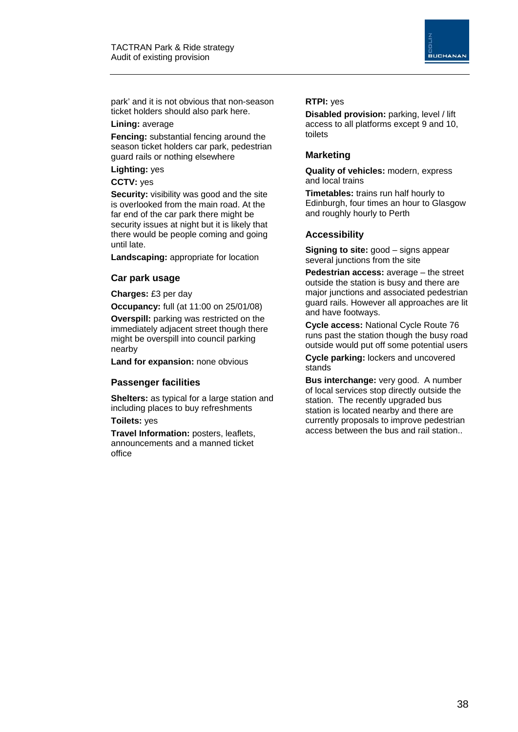park' and it is not obvious that non-season ticket holders should also park here.

**Lining:** average

**Fencing:** substantial fencing around the season ticket holders car park, pedestrian guard rails or nothing elsewhere

**Lighting:** yes

**CCTV:** yes

**Security:** visibility was good and the site is overlooked from the main road. At the far end of the car park there might be security issues at night but it is likely that there would be people coming and going until late.

**Landscaping:** appropriate for location

### Car park usage

**Charges:** £3 per day

**Occupancy:** full (at 11:00 on 25/01/08)

**Overspill:** parking was restricted on the immediately adjacent street though there might be overspill into council parking nearby

**Land for expansion:** none obvious

### Passenger facilities

**Shelters:** as typical for a large station and including places to buy refreshments

**Toilets:** yes

**Travel Information:** posters, leaflets, announcements and a manned ticket office

**RTPI:** yes

**Disabled provision:** parking, level / lift access to all platforms except 9 and 10, toilets

### Marketing

**Quality of vehicles:** modern, express and local trains

**Timetables:** trains run half hourly to Edinburgh, four times an hour to Glasgow and roughly hourly to Perth

### Accessibility

**Signing to site:** good – signs appear several junctions from the site

**Pedestrian access:** average – the street outside the station is busy and there are major junctions and associated pedestrian guard rails. However all approaches are lit and have footways.

**Cycle access:** National Cycle Route 76 runs past the station though the busy road outside would put off some potential users

**Cycle parking:** lockers and uncovered stands

**Bus interchange:** very good. A number of local services stop directly outside the station. The recently upgraded bus station is located nearby and there are currently proposals to improve pedestrian access between the bus and rail station..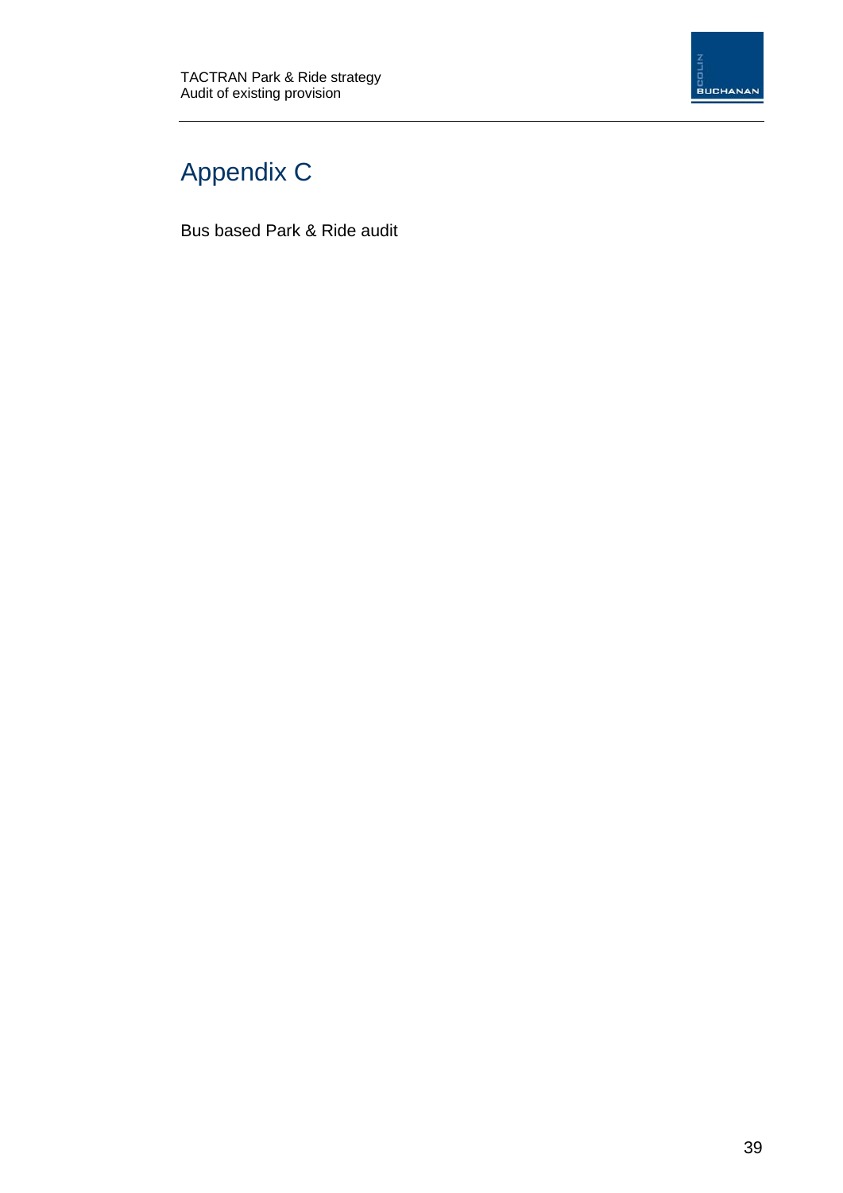# Appendix C

Bus based Park & Ride audit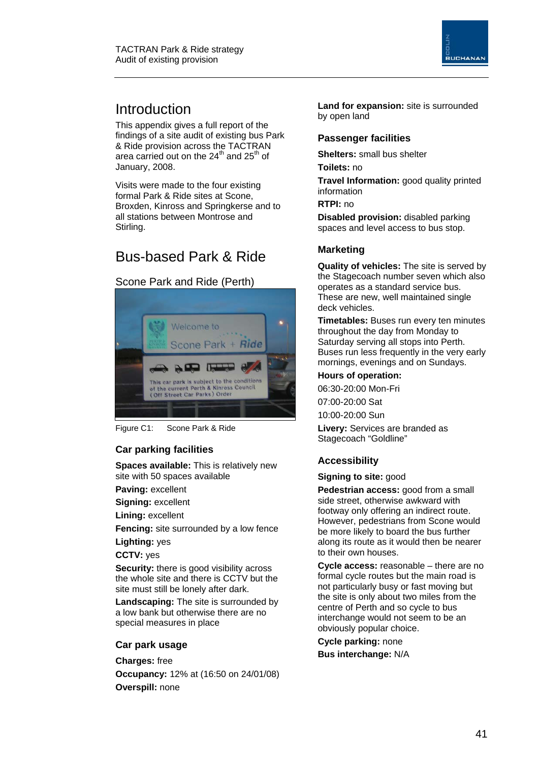# Introduction

This appendix gives a full report of the findings of a site audit of existing bus Park & Ride provision across the TACTRAN area carried out on the 24th and 25th of January, 2008.

Visits were made to the four existing formal Park & Ride sites at Scone, Broxden, Kinross and Springkerse and to all stations between Montrose and Stirling.

# Bus-based Park & Ride

## Scone Park and Ride (Perth)

Figure C1: Scone Park & Ride

### Car parking facilities

**Spaces available:** This is relatively new site with 50 spaces available

**Paving:** excellent

**Signing:** excellent

**Lining:** excellent

**Fencing:** site surrounded by a low fence

**Lighting:** yes

**CCTV:** yes

**Security:** there is good visibility across the whole site and there is CCTV but the site must still be lonely after dark.

**Landscaping:** The site is surrounded by a low bank but otherwise there are no special measures in place

### Car park usage

**Charges:** free

**Occupancy:** 12% at (16:50 on 24/01/08)

**Overspill:** none

**Land for expansion:** site is surrounded by open land

### Passenger facilities

**Shelters:** small bus shelter

**Toilets:** no

**Travel Information:** good quality printed information

**RTPI:** no

**Disabled provision:** disabled parking spaces and level access to bus stop.

### Marketing

**Quality of vehicles:** The site is served by the Stagecoach number seven which also operates as a standard service bus. These are new, well maintained single deck vehicles.

**Timetables:** Buses run every ten minutes throughout the day from Monday to Saturday serving all stops into Perth. Buses run less frequently in the very early mornings, evenings and on Sundays.

**Hours of operation:**

06:30-20:00 Mon-Fri

07:00-20:00 Sat

10:00-20:00 Sun

**Livery:** Services are branded as Stagecoach "Goldline"

### Accessibility

**Signing to site:** good

**Pedestrian access:** good from a small side street, otherwise awkward with footway only offering an indirect route. However, pedestrians from Scone would be more likely to board the bus further along its route as it would then be nearer to their own houses.

**Cycle access:** reasonable – there are no formal cycle routes but the main road is not particularly busy or fast moving but the site is only about two miles from the centre of Perth and so cycle to bus interchange would not seem to be an obviously popular choice.

**Cycle parking:** none

**Bus interchange:** N/A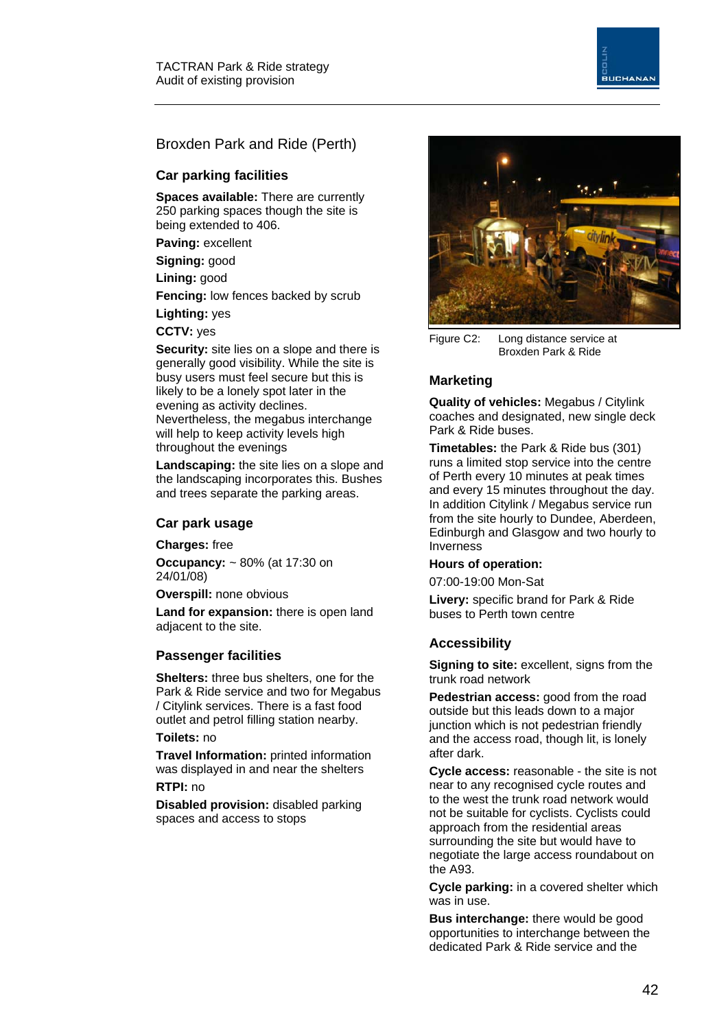## Broxden Park and Ride (Perth)

### Car parking facilities

**Spaces available:** There are currently 250 parking spaces though the site is being extended to 406.

**Paving:** excellent

**Signing:** good

**Lining:** good

**Fencing:** low fences backed by scrub

**Lighting:** yes

**CCTV:** yes

**Security:** site lies on a slope and there is generally good visibility. While the site is busy users must feel secure but this is likely to be a lonely spot later in the evening as activity declines. Nevertheless, the megabus interchange will help to keep activity levels high throughout the evenings

**Landscaping:** the site lies on a slope and the landscaping incorporates this. Bushes and trees separate the parking areas.

### Car park usage

**Charges:** free

**Occupancy:** ~ 80% (at 17:30 on 24/01/08)

**Overspill:** none obvious

**Land for expansion:** there is open land adjacent to the site.

### Passenger facilities

**Shelters:** three bus shelters, one for the Park & Ride service and two for Megabus / Citylink services. There is a fast food outlet and petrol filling station nearby.

**Toilets:** no

**Travel Information:** printed information was displayed in and near the shelters

**RTPI:** no

**Disabled provision:** disabled parking spaces and access to stops

Figure C2: Long distance service at Broxden Park & Ride

### Marketing

**Quality of vehicles:** Megabus / Citylink coaches and designated, new single deck Park & Ride buses.

**Timetables:** the Park & Ride bus (301) runs a limited stop service into the centre of Perth every 10 minutes at peak times and every 15 minutes throughout the day. In addition Citylink / Megabus service run from the site hourly to Dundee, Aberdeen, Edinburgh and Glasgow and two hourly to Inverness

**Hours of operation:**

07:00-19:00 Mon-Sat

**Livery:** specific brand for Park & Ride buses to Perth town centre

### Accessibility

**Signing to site:** excellent, signs from the trunk road network

**Pedestrian access:** good from the road outside but this leads down to a major junction which is not pedestrian friendly and the access road, though lit, is lonely after dark.

**Cycle access:** reasonable - the site is not near to any recognised cycle routes and to the west the trunk road network would not be suitable for cyclists. Cyclists could approach from the residential areas surrounding the site but would have to negotiate the large access roundabout on the A93.

**Cycle parking:** in a covered shelter which was in use.

**Bus interchange:** there would be good opportunities to interchange between the dedicated Park & Ride service and the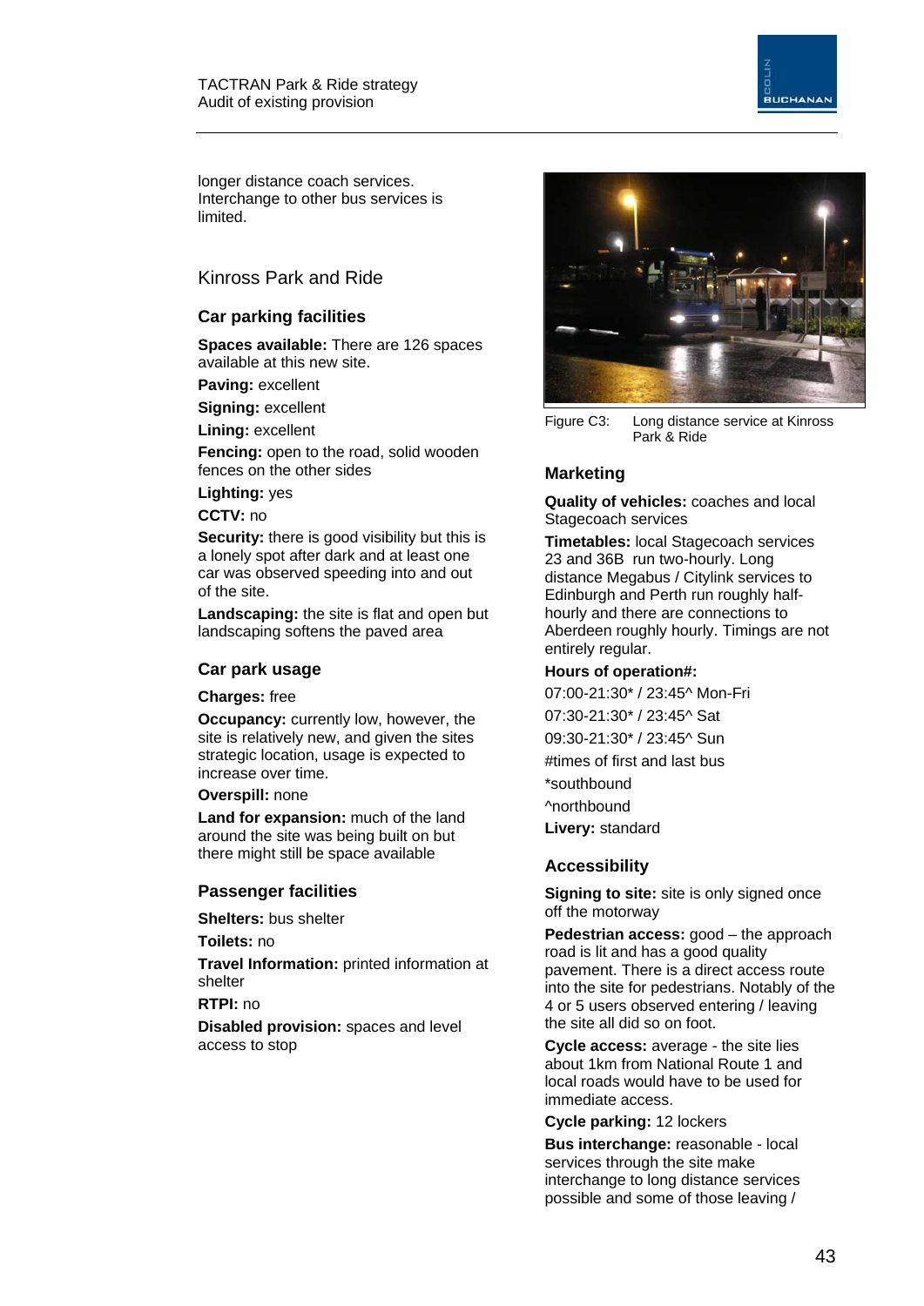longer distance coach services. Interchange to other bus services is limited.

## Kinross Park and Ride

### Car parking facilities

**Spaces available:** There are 126 spaces available at this new site.

**Paving:** excellent

**Signing:** excellent

**Lining:** excellent

**Fencing:** open to the road, solid wooden fences on the other sides

**Lighting:** yes

**CCTV:** no

**Security:** there is good visibility but this is a lonely spot after dark and at least one car was observed speeding into and out of the site.

**Landscaping:** the site is flat and open but landscaping softens the paved area

### Car park usage

**Charges:** free

**Occupancy:** currently low, however, the site is relatively new, and given the sites strategic location, usage is expected to increase over time.

**Overspill:** none

**Land for expansion:** much of the land around the site was being built on but there might still be space available

### Passenger facilities

**Shelters:** bus shelter

**Toilets:** no

**Travel Information:** printed information at shelter

**RTPI:** no

**Disabled provision:** spaces and level access to stop

Figure C3: Long distance service at Kinross Park & Ride

### Marketing

**Quality of vehicles:** coaches and local Stagecoach services

**Timetables:** local Stagecoach services 23 and 36B run two-hourly. Long distance Megabus / Citylink services to Edinburgh and Perth run roughly half-hourly and there are connections to Aberdeen roughly hourly. Timings are not entirely regular.

**Hours of operation#:**

07:00-21:30* / 23:45^ Mon-Fri

07:30-21:30* / 23:45^ Sat

09:30-21:30* / 23:45^ Sun

#times of first and last bus

*southbound

^northbound

**Livery:** standard

### Accessibility

**Signing to site:** site is only signed once off the motorway

**Pedestrian access:** good – the approach road is lit and has a good quality pavement. There is a direct access route into the site for pedestrians. Notably of the 4 or 5 users observed entering / leaving the site all did so on foot.

**Cycle access:** average - the site lies about 1km from National Route 1 and local roads would have to be used for immediate access.

**Cycle parking:** 12 lockers

**Bus interchange:** reasonable - local services through the site make interchange to long distance services possible and some of those leaving /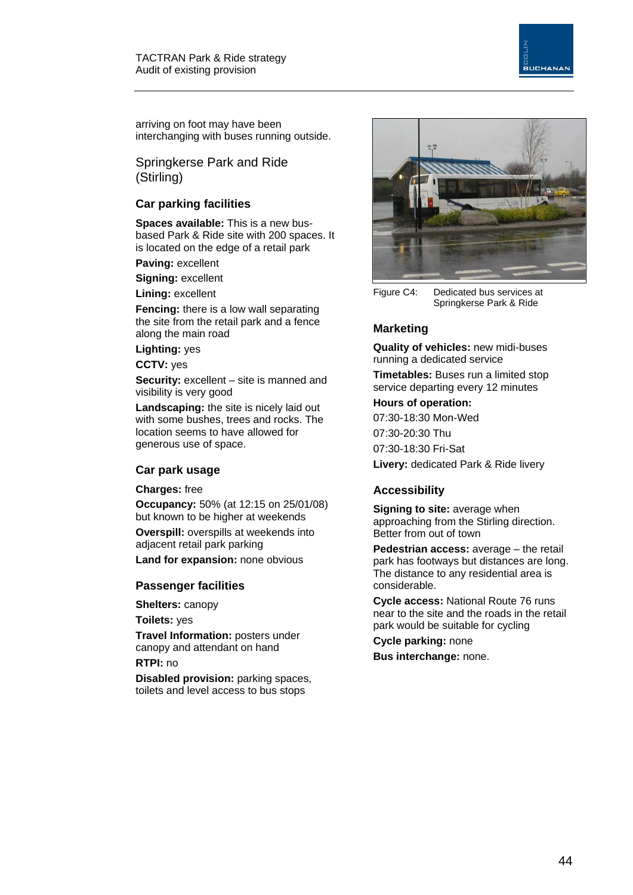arriving on foot may have been interchanging with buses running outside.

## Springkerse Park and Ride (Stirling)

### Car parking facilities

**Spaces available:** This is a new bus-based Park & Ride site with 200 spaces. It is located on the edge of a retail park

**Paving:** excellent

**Signing:** excellent

**Lining:** excellent

**Fencing:** there is a low wall separating the site from the retail park and a fence along the main road

**Lighting:** yes

**CCTV:** yes

**Security:** excellent – site is manned and visibility is very good

**Landscaping:** the site is nicely laid out with some bushes, trees and rocks. The location seems to have allowed for generous use of space.

### Car park usage

**Charges:** free

**Occupancy:** 50% (at 12:15 on 25/01/08) but known to be higher at weekends

**Overspill:** overspills at weekends into adjacent retail park parking

**Land for expansion:** none obvious

### Passenger facilities

**Shelters:** canopy

**Toilets:** yes

**Travel Information:** posters under canopy and attendant on hand

**RTPI:** no

**Disabled provision:** parking spaces, toilets and level access to bus stops

Figure C4: Dedicated bus services at Springkerse Park & Ride

### Marketing

**Quality of vehicles:** new midi-buses running a dedicated service

**Timetables:** Buses run a limited stop service departing every 12 minutes

**Hours of operation:**

07:30-18:30 Mon-Wed

07:30-20:30 Thu

07:30-18:30 Fri-Sat

**Livery:** dedicated Park & Ride livery

### Accessibility

**Signing to site:** average when approaching from the Stirling direction. Better from out of town

**Pedestrian access:** average – the retail park has footways but distances are long. The distance to any residential area is considerable.

**Cycle access:** National Route 76 runs near to the site and the roads in the retail park would be suitable for cycling

**Cycle parking:** none

**Bus interchange:** none.